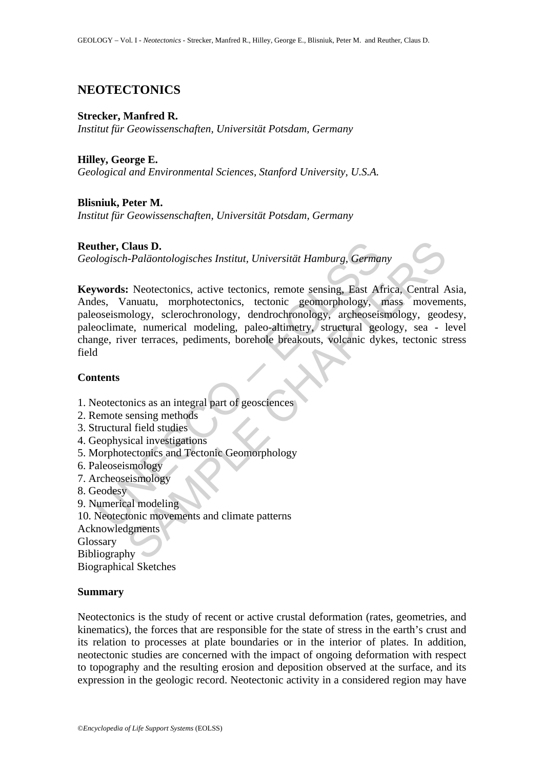# NEOTECTONICS

**Strecker, Manfred R.**
*Institut für Geowissenschaften, Universität Potsdam, Germany*

**Hilley, George E.**
*Geological and Environmental Sciences, Stanford University, U.S.A.*

**Blisniuk, Peter M.**
*Institut für Geowissenschaften, Universität Potsdam, Germany*

**Reuther, Claus D.**
*Geologisch-Paläontologisches Institut, Universität Hamburg, Germany*

**Keywords:** Neotectonics, active tectonics, remote sensing, East Africa, Central Asia, Andes, Vanuatu, morphotectonics, tectonic geomorphology, mass movements, paleoseismology, sclerochronology, dendrochronology, archeoseismology, geodesy, paleoclimate, numerical modeling, paleo-altimetry, structural geology, sea - level change, river terraces, pediments, borehole breakouts, volcanic dykes, tectonic stress field

## Contents

1. Neotectonics as an integral part of geosciences
2. Remote sensing methods
3. Structural field studies
4. Geophysical investigations
5. Morphotectonics and Tectonic Geomorphology
6. Paleoseismology
7. Archeoseismology
8. Geodesy
9. Numerical modeling
10. Neotectonic movements and climate patterns

Acknowledgments
Glossary
Bibliography
Biographical Sketches

## Summary

Neotectonics is the study of recent or active crustal deformation (rates, geometries, and kinematics), the forces that are responsible for the state of stress in the earth's crust and its relation to processes at plate boundaries or in the interior of plates. In addition, neotectonic studies are concerned with the impact of ongoing deformation with respect to topography and the resulting erosion and deposition observed at the surface, and its expression in the geologic record. Neotectonic activity in a considered region may have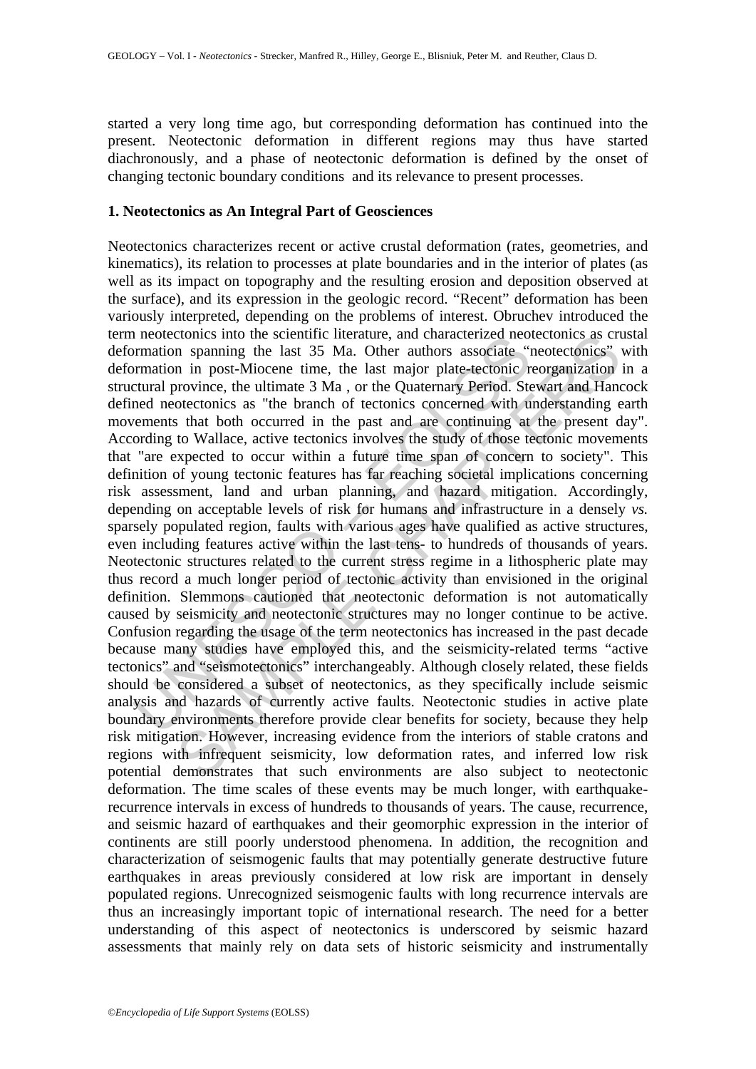started a very long time ago, but corresponding deformation has continued into the present. Neotectonic deformation in different regions may thus have started diachronously, and a phase of neotectonic deformation is defined by the onset of changing tectonic boundary conditions and its relevance to present processes.

## 1. Neotectonics as An Integral Part of Geosciences

Neotectonics characterizes recent or active crustal deformation (rates, geometries, and kinematics), its relation to processes at plate boundaries and in the interior of plates (as well as its impact on topography and the resulting erosion and deposition observed at the surface), and its expression in the geologic record. "Recent" deformation has been variously interpreted, depending on the problems of interest. Obruchev introduced the term neotectonics into the scientific literature, and characterized neotectonics as crustal deformation spanning the last 35 Ma. Other authors associate "neotectonics" with deformation in post-Miocene time, the last major plate-tectonic reorganization in a structural province, the ultimate 3 Ma , or the Quaternary Period. Stewart and Hancock defined neotectonics as "the branch of tectonics concerned with understanding earth movements that both occurred in the past and are continuing at the present day". According to Wallace, active tectonics involves the study of those tectonic movements that "are expected to occur within a future time span of concern to society". This definition of young tectonic features has far reaching societal implications concerning risk assessment, land and urban planning, and hazard mitigation. Accordingly, depending on acceptable levels of risk for humans and infrastructure in a densely *vs.* sparsely populated region, faults with various ages have qualified as active structures, even including features active within the last tens- to hundreds of thousands of years. Neotectonic structures related to the current stress regime in a lithospheric plate may thus record a much longer period of tectonic activity than envisioned in the original definition. Slemmons cautioned that neotectonic deformation is not automatically caused by seismicity and neotectonic structures may no longer continue to be active. Confusion regarding the usage of the term neotectonics has increased in the past decade because many studies have employed this, and the seismicity-related terms "active tectonics" and "seismotectonics" interchangeably. Although closely related, these fields should be considered a subset of neotectonics, as they specifically include seismic analysis and hazards of currently active faults. Neotectonic studies in active plate boundary environments therefore provide clear benefits for society, because they help risk mitigation. However, increasing evidence from the interiors of stable cratons and regions with infrequent seismicity, low deformation rates, and inferred low risk potential demonstrates that such environments are also subject to neotectonic deformation. The time scales of these events may be much longer, with earthquake-recurrence intervals in excess of hundreds to thousands of years. The cause, recurrence, and seismic hazard of earthquakes and their geomorphic expression in the interior of continents are still poorly understood phenomena. In addition, the recognition and characterization of seismogenic faults that may potentially generate destructive future earthquakes in areas previously considered at low risk are important in densely populated regions. Unrecognized seismogenic faults with long recurrence intervals are thus an increasingly important topic of international research. The need for a better understanding of this aspect of neotectonics is underscored by seismic hazard assessments that mainly rely on data sets of historic seismicity and instrumentally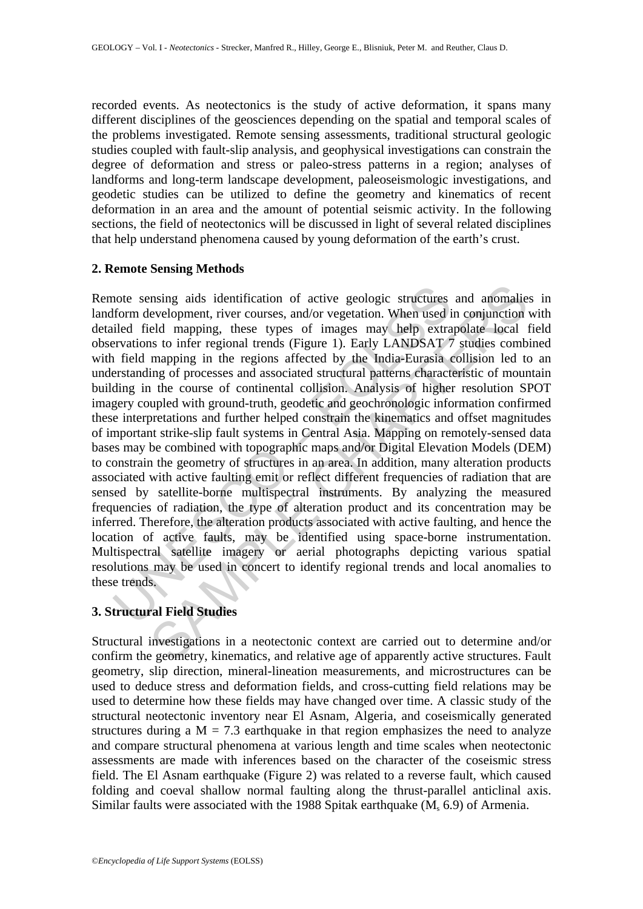recorded events. As neotectonics is the study of active deformation, it spans many different disciplines of the geosciences depending on the spatial and temporal scales of the problems investigated. Remote sensing assessments, traditional structural geologic studies coupled with fault-slip analysis, and geophysical investigations can constrain the degree of deformation and stress or paleo-stress patterns in a region; analyses of landforms and long-term landscape development, paleoseismologic investigations, and geodetic studies can be utilized to define the geometry and kinematics of recent deformation in an area and the amount of potential seismic activity. In the following sections, the field of neotectonics will be discussed in light of several related disciplines that help understand phenomena caused by young deformation of the earth's crust.

## 2. Remote Sensing Methods

Remote sensing aids identification of active geologic structures and anomalies in landform development, river courses, and/or vegetation. When used in conjunction with detailed field mapping, these types of images may help extrapolate local field observations to infer regional trends (Figure 1). Early LANDSAT 7 studies combined with field mapping in the regions affected by the India-Eurasia collision led to an understanding of processes and associated structural patterns characteristic of mountain building in the course of continental collision. Analysis of higher resolution SPOT imagery coupled with ground-truth, geodetic and geochronologic information confirmed these interpretations and further helped constrain the kinematics and offset magnitudes of important strike-slip fault systems in Central Asia. Mapping on remotely-sensed data bases may be combined with topographic maps and/or Digital Elevation Models (DEM) to constrain the geometry of structures in an area. In addition, many alteration products associated with active faulting emit or reflect different frequencies of radiation that are sensed by satellite-borne multispectral instruments. By analyzing the measured frequencies of radiation, the type of alteration product and its concentration may be inferred. Therefore, the alteration products associated with active faulting, and hence the location of active faults, may be identified using space-borne instrumentation. Multispectral satellite imagery or aerial photographs depicting various spatial resolutions may be used in concert to identify regional trends and local anomalies to these trends.

## 3. Structural Field Studies

Structural investigations in a neotectonic context are carried out to determine and/or confirm the geometry, kinematics, and relative age of apparently active structures. Fault geometry, slip direction, mineral-lineation measurements, and microstructures can be used to deduce stress and deformation fields, and cross-cutting field relations may be used to determine how these fields may have changed over time. A classic study of the structural neotectonic inventory near El Asnam, Algeria, and coseismically generated structures during a $M = 7.3$ earthquake in that region emphasizes the need to analyze and compare structural phenomena at various length and time scales when neotectonic assessments are made with inferences based on the character of the coseismic stress field. The El Asnam earthquake (Figure 2) was related to a reverse fault, which caused folding and coeval shallow normal faulting along the thrust-parallel anticlinal axis. Similar faults were associated with the 1988 Spitak earthquake ($M_s$ 6.9) of Armenia.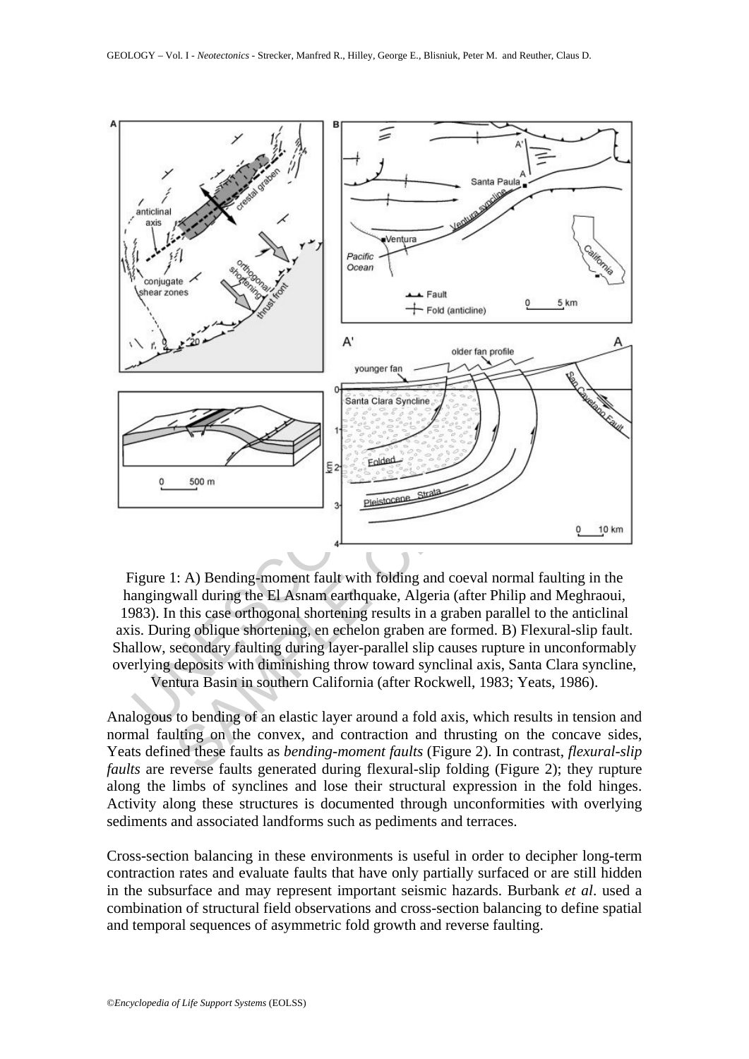Figure 1: A) Bending-moment fault with folding and coeval normal faulting in the hangingwall during the El Asnam earthquake, Algeria (after Philip and Meghraoui, 1983). In this case orthogonal shortening results in a graben parallel to the anticlinal axis. During oblique shortening, en echelon graben are formed. B) Flexural-slip fault. Shallow, secondary faulting during layer-parallel slip causes rupture in unconformably overlying deposits with diminishing throw toward synclinal axis, Santa Clara syncline, Ventura Basin in southern California (after Rockwell, 1983; Yeats, 1986).

Analogous to bending of an elastic layer around a fold axis, which results in tension and normal faulting on the convex, and contraction and thrusting on the concave sides, Yeats defined these faults as *bending-moment faults* (Figure 2). In contrast, *flexural-slip faults* are reverse faults generated during flexural-slip folding (Figure 2); they rupture along the limbs of synclines and lose their structural expression in the fold hinges. Activity along these structures is documented through unconformities with overlying sediments and associated landforms such as pediments and terraces.

Cross-section balancing in these environments is useful in order to decipher long-term contraction rates and evaluate faults that have only partially surfaced or are still hidden in the subsurface and may represent important seismic hazards. Burbank *et al*. used a combination of structural field observations and cross-section balancing to define spatial and temporal sequences of asymmetric fold growth and reverse faulting.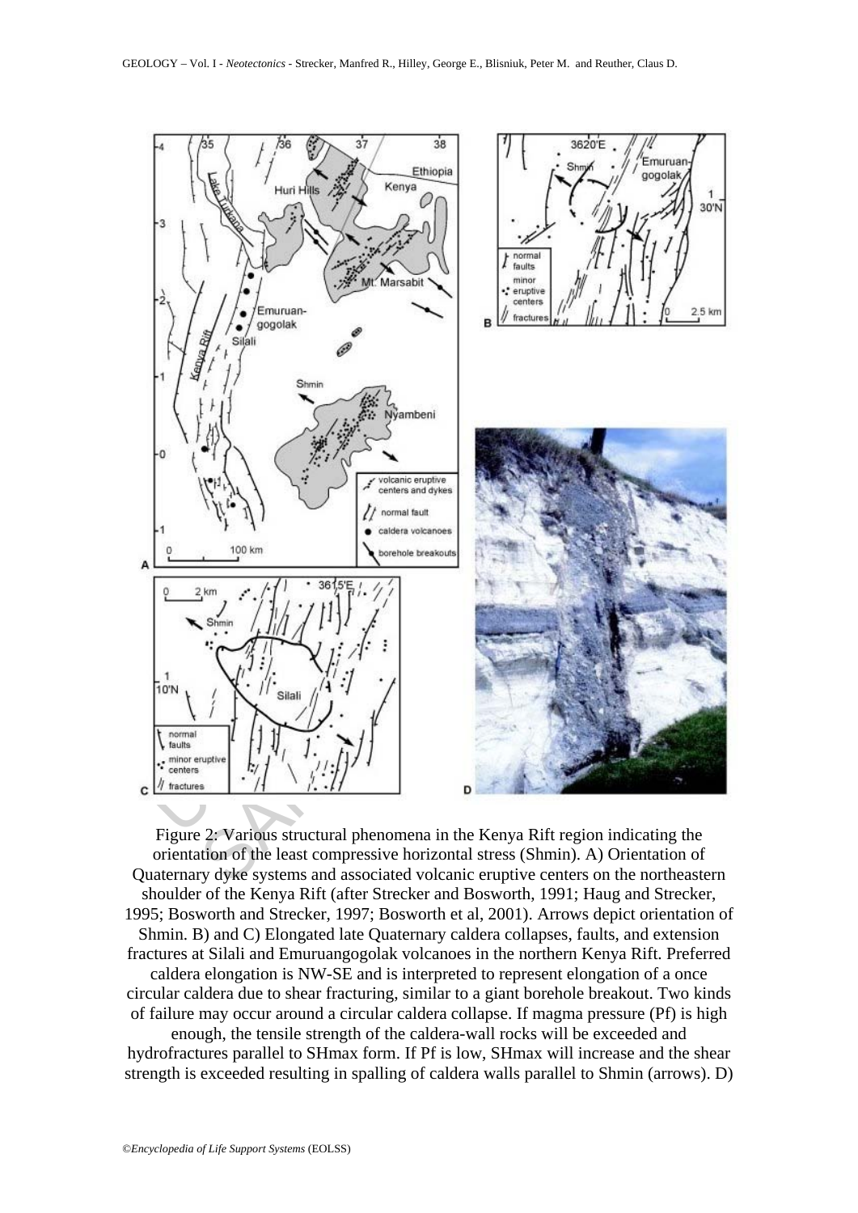Figure 2: Various structural phenomena in the Kenya Rift region indicating the orientation of the least compressive horizontal stress (Shmin). A) Orientation of Quaternary dyke systems and associated volcanic eruptive centers on the northeastern shoulder of the Kenya Rift (after Strecker and Bosworth, 1991; Haug and Strecker, 1995; Bosworth and Strecker, 1997; Bosworth et al, 2001). Arrows depict orientation of Shmin. B) and C) Elongated late Quaternary caldera collapses, faults, and extension fractures at Silali and Emuruangogolak volcanoes in the northern Kenya Rift. Preferred caldera elongation is NW-SE and is interpreted to represent elongation of a once circular caldera due to shear fracturing, similar to a giant borehole breakout. Two kinds of failure may occur around a circular caldera collapse. If magma pressure (Pf) is high enough, the tensile strength of the caldera-wall rocks will be exceeded and hydrofractures parallel to SHmax form. If Pf is low, SHmax will increase and the shear strength is exceeded resulting in spalling of caldera walls parallel to Shmin (arrows). D)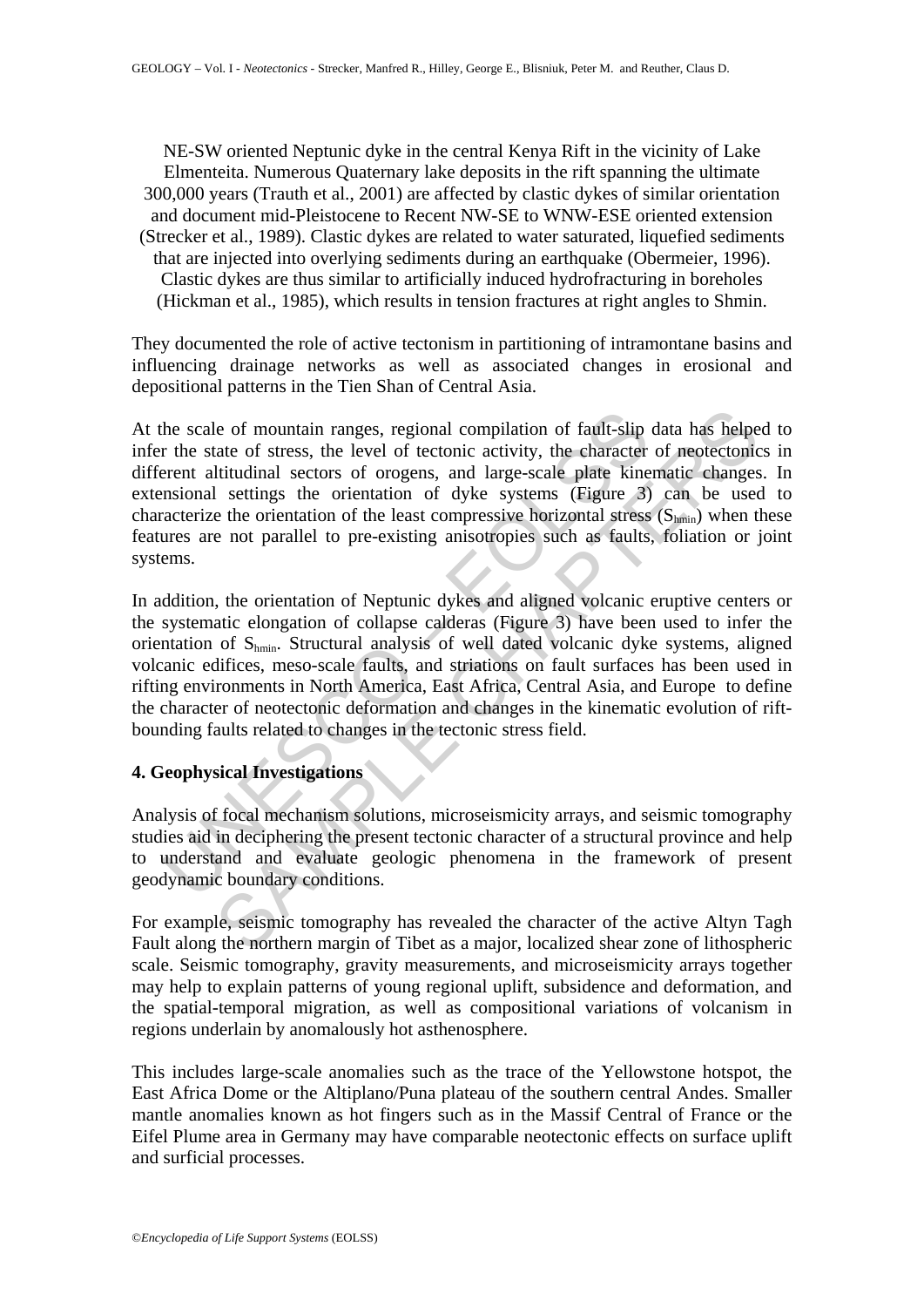NE-SW oriented Neptunic dyke in the central Kenya Rift in the vicinity of Lake Elmenteita. Numerous Quaternary lake deposits in the rift spanning the ultimate 300,000 years (Trauth et al., 2001) are affected by clastic dykes of similar orientation and document mid-Pleistocene to Recent NW-SE to WNW-ESE oriented extension (Strecker et al., 1989). Clastic dykes are related to water saturated, liquefied sediments that are injected into overlying sediments during an earthquake (Obermeier, 1996). Clastic dykes are thus similar to artificially induced hydrofracturing in boreholes (Hickman et al., 1985), which results in tension fractures at right angles to Shmin.

They documented the role of active tectonism in partitioning of intramontane basins and influencing drainage networks as well as associated changes in erosional and depositional patterns in the Tien Shan of Central Asia.

At the scale of mountain ranges, regional compilation of fault-slip data has helped to infer the state of stress, the level of tectonic activity, the character of neotectonics in different altitudinal sectors of orogens, and large-scale plate kinematic changes. In extensional settings the orientation of dyke systems (Figure 3) can be used to characterize the orientation of the least compressive horizontal stress ($S_{hmin}$) when these features are not parallel to pre-existing anisotropies such as faults, foliation or joint systems.

In addition, the orientation of Neptunic dykes and aligned volcanic eruptive centers or the systematic elongation of collapse calderas (Figure 3) have been used to infer the orientation of $S_{hmin}$. Structural analysis of well dated volcanic dyke systems, aligned volcanic edifices, meso-scale faults, and striations on fault surfaces has been used in rifting environments in North America, East Africa, Central Asia, and Europe to define the character of neotectonic deformation and changes in the kinematic evolution of rift-bounding faults related to changes in the tectonic stress field.

## 4. Geophysical Investigations

Analysis of focal mechanism solutions, microseismicity arrays, and seismic tomography studies aid in deciphering the present tectonic character of a structural province and help to understand and evaluate geologic phenomena in the framework of present geodynamic boundary conditions.

For example, seismic tomography has revealed the character of the active Altyn Tagh Fault along the northern margin of Tibet as a major, localized shear zone of lithospheric scale. Seismic tomography, gravity measurements, and microseismicity arrays together may help to explain patterns of young regional uplift, subsidence and deformation, and the spatial-temporal migration, as well as compositional variations of volcanism in regions underlain by anomalously hot asthenosphere.

This includes large-scale anomalies such as the trace of the Yellowstone hotspot, the East Africa Dome or the Altiplano/Puna plateau of the southern central Andes. Smaller mantle anomalies known as hot fingers such as in the Massif Central of France or the Eifel Plume area in Germany may have comparable neotectonic effects on surface uplift and surficial processes.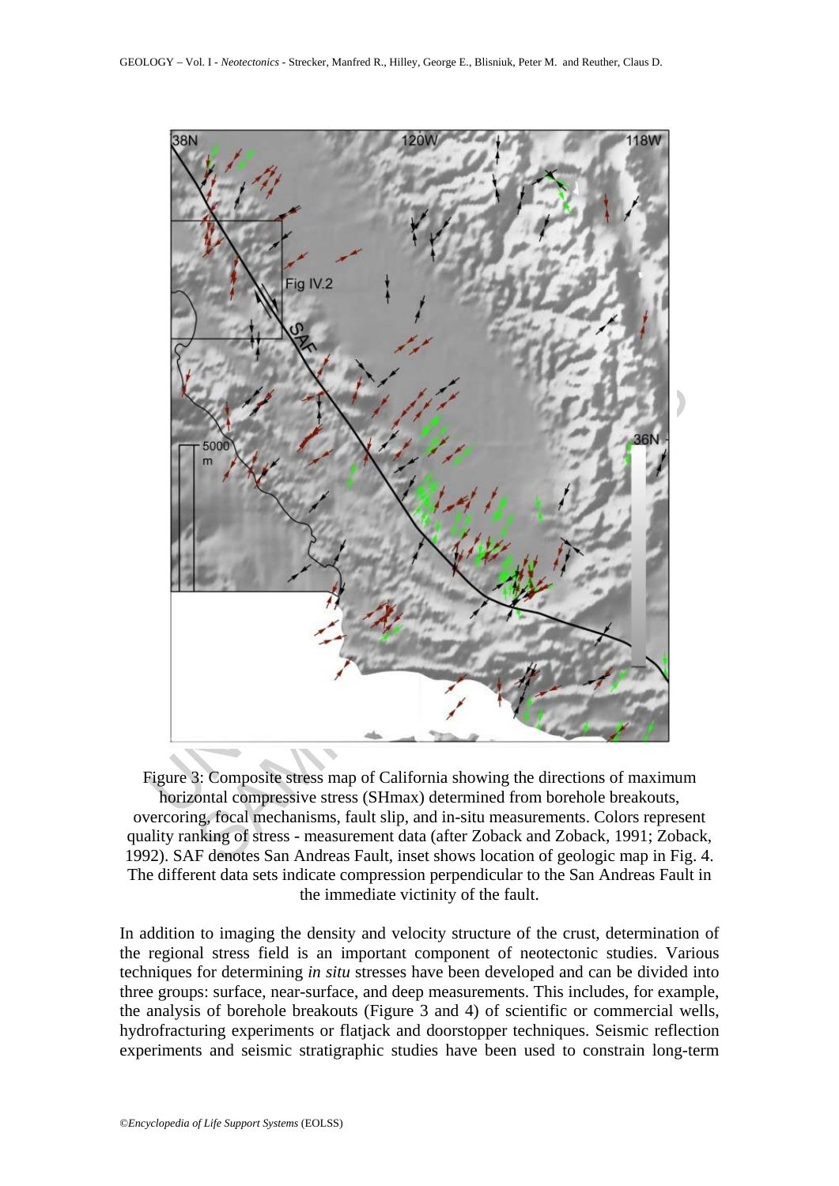Figure 3: Composite stress map of California showing the directions of maximum horizontal compressive stress (SHmax) determined from borehole breakouts, overcoring, focal mechanisms, fault slip, and in-situ measurements. Colors represent quality ranking of stress - measurement data (after Zoback and Zoback, 1991; Zoback, 1992). SAF denotes San Andreas Fault, inset shows location of geologic map in Fig. 4. The different data sets indicate compression perpendicular to the San Andreas Fault in the immediate victinity of the fault.

In addition to imaging the density and velocity structure of the crust, determination of the regional stress field is an important component of neotectonic studies. Various techniques for determining *in situ* stresses have been developed and can be divided into three groups: surface, near-surface, and deep measurements. This includes, for example, the analysis of borehole breakouts (Figure 3 and 4) of scientific or commercial wells, hydrofracturing experiments or flatjack and doorstopper techniques. Seismic reflection experiments and seismic stratigraphic studies have been used to constrain long-term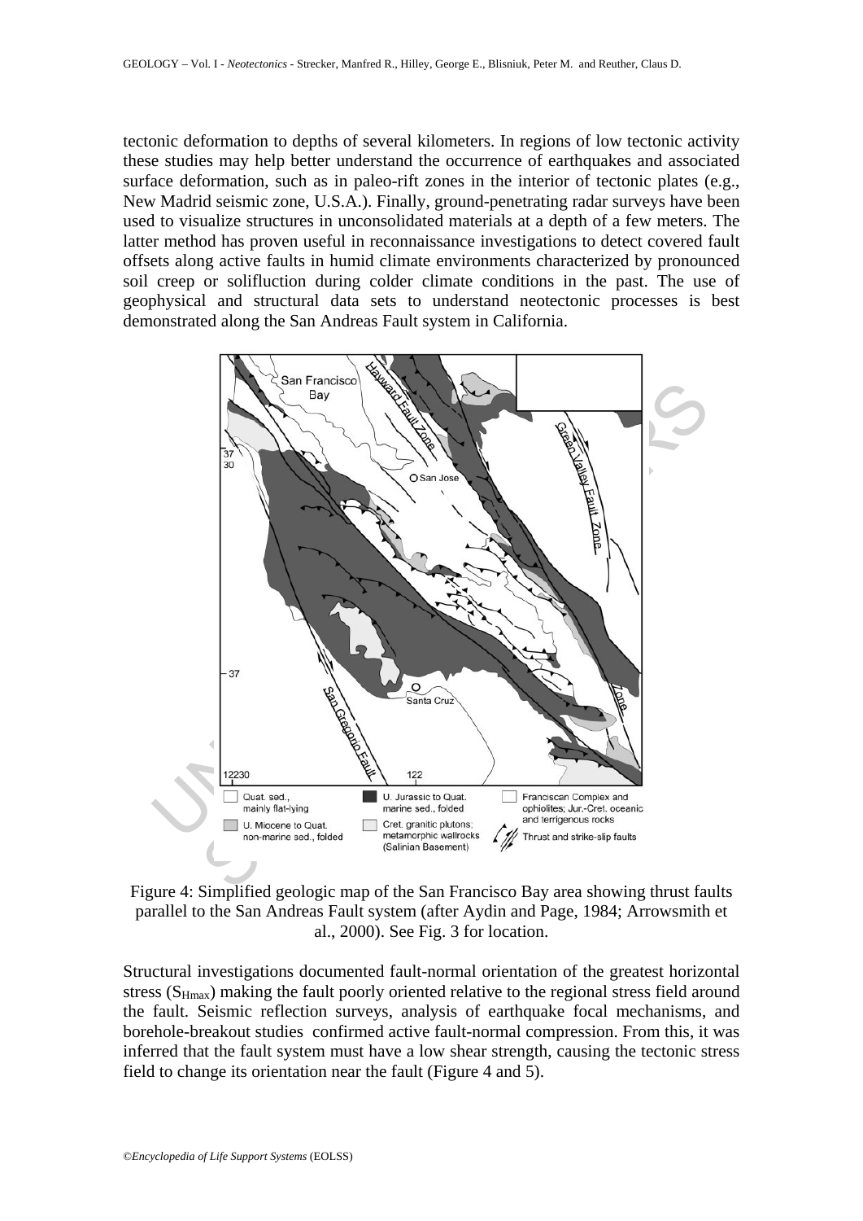tectonic deformation to depths of several kilometers. In regions of low tectonic activity these studies may help better understand the occurrence of earthquakes and associated surface deformation, such as in paleo-rift zones in the interior of tectonic plates (e.g., New Madrid seismic zone, U.S.A.). Finally, ground-penetrating radar surveys have been used to visualize structures in unconsolidated materials at a depth of a few meters. The latter method has proven useful in reconnaissance investigations to detect covered fault offsets along active faults in humid climate environments characterized by pronounced soil creep or solifluction during colder climate conditions in the past. The use of geophysical and structural data sets to understand neotectonic processes is best demonstrated along the San Andreas Fault system in California.

Figure 4: Simplified geologic map of the San Francisco Bay area showing thrust faults parallel to the San Andreas Fault system (after Aydin and Page, 1984; Arrowsmith et al., 2000). See Fig. 3 for location.

Structural investigations documented fault-normal orientation of the greatest horizontal stress ($S_{Hmax}$) making the fault poorly oriented relative to the regional stress field around the fault. Seismic reflection surveys, analysis of earthquake focal mechanisms, and borehole-breakout studies confirmed active fault-normal compression. From this, it was inferred that the fault system must have a low shear strength, causing the tectonic stress field to change its orientation near the fault (Figure 4 and 5).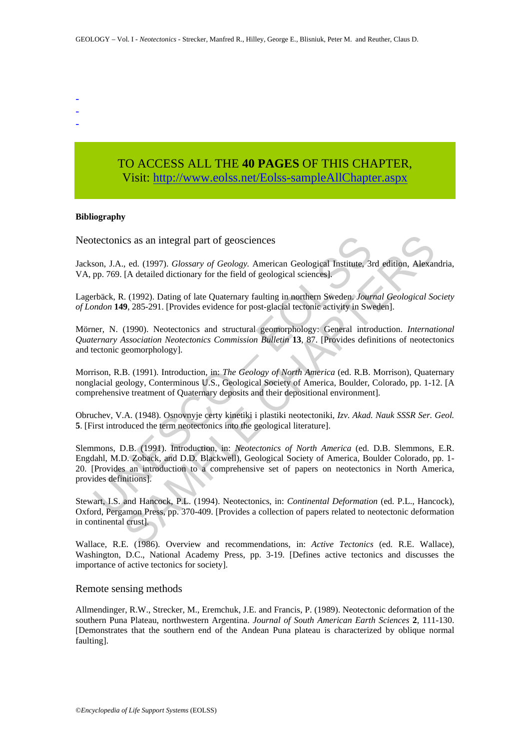-
-
-

TO ACCESS ALL THE **40 PAGES** OF THIS CHAPTER,
Visit: http://www.eolss.net/Eolss-sampleAllChapter.aspx

**Bibliography**

Neotectonics as an integral part of geosciences

Jackson, J.A., ed. (1997). *Glossary of Geology.* American Geological Institute, 3rd edition, Alexandria, VA, pp. 769. [A detailed dictionary for the field of geological sciences].

Lagerbäck, R. (1992). Dating of late Quaternary faulting in northern Sweden. *Journal Geological Society of London* **149**, 285-291. [Provides evidence for post-glacial tectonic activity in Sweden].

Mörner, N. (1990). Neotectonics and structural geomorphology: General introduction. *International Quaternary Association Neotectonics Commission Bulletin* **13**, 87. [Provides definitions of neotectonics and tectonic geomorphology].

Morrison, R.B. (1991). Introduction, in: *The Geology of North America* (ed. R.B. Morrison), Quaternary nonglacial geology, Conterminous U.S., Geological Society of America, Boulder, Colorado, pp. 1-12. [A comprehensive treatment of Quaternary deposits and their depositional environment].

Obruchev, V.A. (1948). Osnovnyje certy kinetiki i plastiki neotectoniki, *Izv. Akad. Nauk SSSR Ser. Geol.* **5**. [First introduced the term neotectonics into the geological literature].

Slemmons, D.B. (1991). Introduction, in: *Neotectonics of North America* (ed. D.B. Slemmons, E.R. Engdahl, M.D. Zoback, and D.D. Blackwell), Geological Society of America, Boulder Colorado, pp. 1-20. [Provides an introduction to a comprehensive set of papers on neotectonics in North America, provides definitions].

Stewart, I.S. and Hancock, P.L. (1994). Neotectonics, in: *Continental Deformation* (ed. P.L., Hancock), Oxford, Pergamon Press, pp. 370-409. [Provides a collection of papers related to neotectonic deformation in continental crust].

Wallace, R.E. (1986). Overview and recommendations, in: *Active Tectonics* (ed. R.E. Wallace), Washington, D.C., National Academy Press, pp. 3-19. [Defines active tectonics and discusses the importance of active tectonics for society].

Remote sensing methods

Allmendinger, R.W., Strecker, M., Eremchuk, J.E. and Francis, P. (1989). Neotectonic deformation of the southern Puna Plateau, northwestern Argentina. *Journal of South American Earth Sciences* **2**, 111-130. [Demonstrates that the southern end of the Andean Puna plateau is characterized by oblique normal faulting].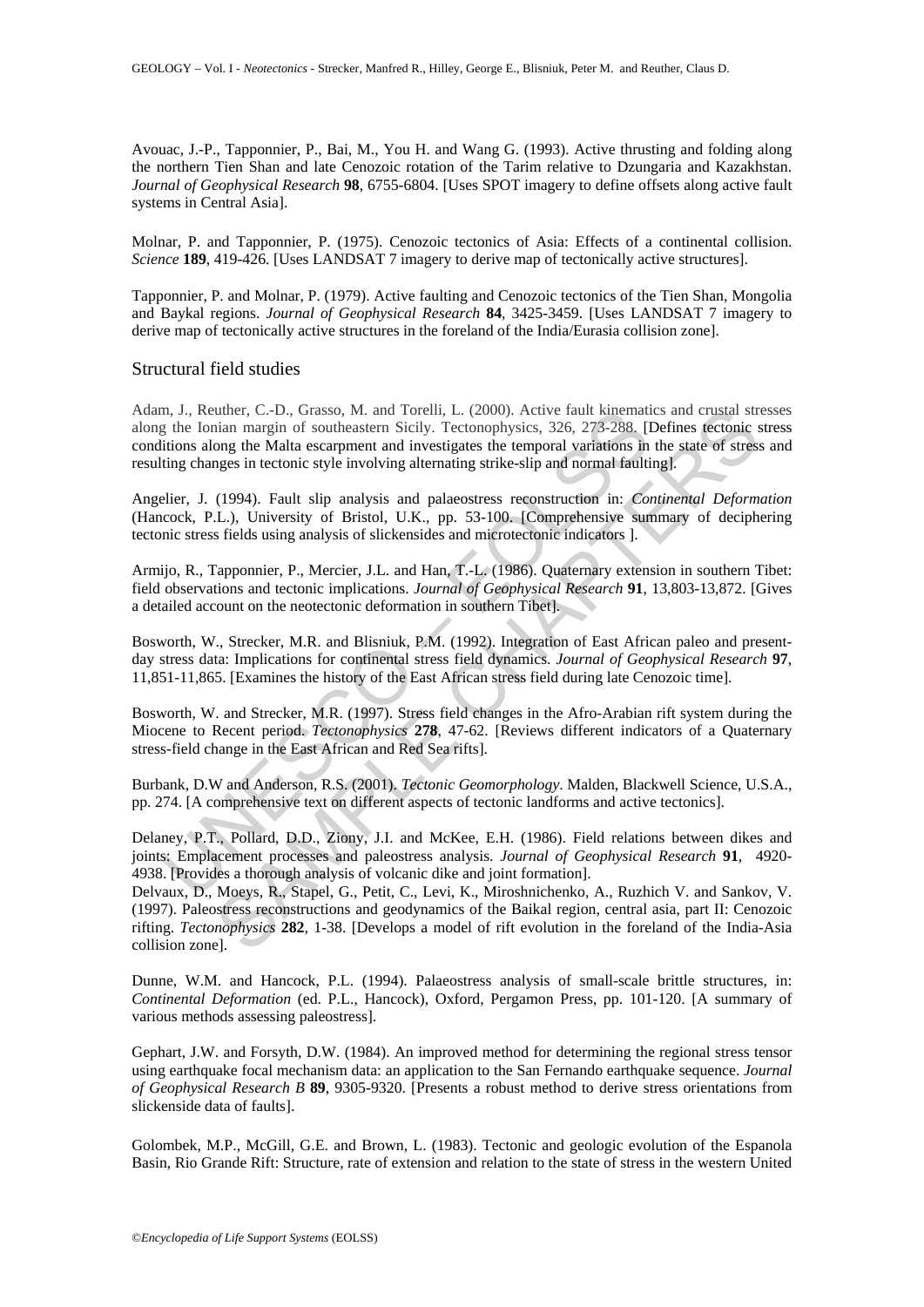Avouac, J.-P., Tapponnier, P., Bai, M., You H. and Wang G. (1993). Active thrusting and folding along the northern Tien Shan and late Cenozoic rotation of the Tarim relative to Dzungaria and Kazakhstan. *Journal of Geophysical Research* **98**, 6755-6804. [Uses SPOT imagery to define offsets along active fault systems in Central Asia].

Molnar, P. and Tapponnier, P. (1975). Cenozoic tectonics of Asia: Effects of a continental collision. *Science* **189**, 419-426. [Uses LANDSAT 7 imagery to derive map of tectonically active structures].

Tapponnier, P. and Molnar, P. (1979). Active faulting and Cenozoic tectonics of the Tien Shan, Mongolia and Baykal regions. *Journal of Geophysical Research* **84**, 3425-3459. [Uses LANDSAT 7 imagery to derive map of tectonically active structures in the foreland of the India/Eurasia collision zone].

## Structural field studies

Adam, J., Reuther, C.-D., Grasso, M. and Torelli, L. (2000). Active fault kinematics and crustal stresses along the Ionian margin of southeastern Sicily. Tectonophysics, 326, 273-288. [Defines tectonic stress conditions along the Malta escarpment and investigates the temporal variations in the state of stress and resulting changes in tectonic style involving alternating strike-slip and normal faulting].

Angelier, J. (1994). Fault slip analysis and palaeostress reconstruction in: *Continental Deformation* (Hancock, P.L.), University of Bristol, U.K., pp. 53-100. [Comprehensive summary of deciphering tectonic stress fields using analysis of slickensides and microtectonic indicators ].

Armijo, R., Tapponnier, P., Mercier, J.L. and Han, T.-L. (1986). Quaternary extension in southern Tibet: field observations and tectonic implications. *Journal of Geophysical Research* **91**, 13,803-13,872. [Gives a detailed account on the neotectonic deformation in southern Tibet].

Bosworth, W., Strecker, M.R. and Blisniuk, P.M. (1992). Integration of East African paleo and present-day stress data: Implications for continental stress field dynamics. *Journal of Geophysical Research* **97**, 11,851-11,865. [Examines the history of the East African stress field during late Cenozoic time].

Bosworth, W. and Strecker, M.R. (1997). Stress field changes in the Afro-Arabian rift system during the Miocene to Recent period. *Tectonophysics* **278**, 47-62. [Reviews different indicators of a Quaternary stress-field change in the East African and Red Sea rifts].

Burbank, D.W and Anderson, R.S. (2001). *Tectonic Geomorphology*. Malden, Blackwell Science, U.S.A., pp. 274. [A comprehensive text on different aspects of tectonic landforms and active tectonics].

Delaney, P.T., Pollard, D.D., Ziony, J.I. and McKee, E.H. (1986). Field relations between dikes and joints: Emplacement processes and paleostress analysis. *Journal of Geophysical Research* **91**, 4920-4938. [Provides a thorough analysis of volcanic dike and joint formation].

Delvaux, D., Moeys, R., Stapel, G., Petit, C., Levi, K., Miroshnichenko, A., Ruzhich V. and Sankov, V. (1997). Paleostress reconstructions and geodynamics of the Baikal region, central asia, part II: Cenozoic rifting. *Tectonophysics* **282**, 1-38. [Develops a model of rift evolution in the foreland of the India-Asia collision zone].

Dunne, W.M. and Hancock, P.L. (1994). Palaeostress analysis of small-scale brittle structures, in: *Continental Deformation* (ed. P.L., Hancock), Oxford, Pergamon Press, pp. 101-120. [A summary of various methods assessing paleostress].

Gephart, J.W. and Forsyth, D.W. (1984). An improved method for determining the regional stress tensor using earthquake focal mechanism data: an application to the San Fernando earthquake sequence. *Journal of Geophysical Research B* **89**, 9305-9320. [Presents a robust method to derive stress orientations from slickenside data of faults].

Golombek, M.P., McGill, G.E. and Brown, L. (1983). Tectonic and geologic evolution of the Espanola Basin, Rio Grande Rift: Structure, rate of extension and relation to the state of stress in the western United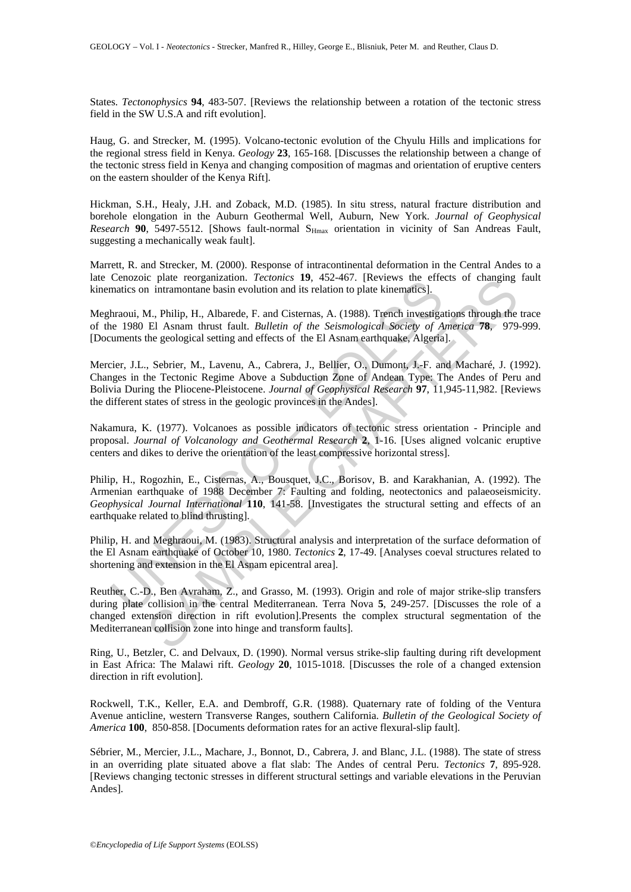States. *Tectonophysics* **94**, 483-507. [Reviews the relationship between a rotation of the tectonic stress field in the SW U.S.A and rift evolution].

Haug, G. and Strecker, M. (1995). Volcano-tectonic evolution of the Chyulu Hills and implications for the regional stress field in Kenya. *Geology* **23**, 165-168. [Discusses the relationship between a change of the tectonic stress field in Kenya and changing composition of magmas and orientation of eruptive centers on the eastern shoulder of the Kenya Rift].

Hickman, S.H., Healy, J.H. and Zoback, M.D. (1985). In situ stress, natural fracture distribution and borehole elongation in the Auburn Geothermal Well, Auburn, New York. *Journal of Geophysical Research* **90**, 5497-5512. [Shows fault-normal $S_{Hmax}$ orientation in vicinity of San Andreas Fault, suggesting a mechanically weak fault].

Marrett, R. and Strecker, M. (2000). Response of intracontinental deformation in the Central Andes to a late Cenozoic plate reorganization. *Tectonics* **19**, 452-467. [Reviews the effects of changing fault kinematics on intramontane basin evolution and its relation to plate kinematics].

Meghraoui, M., Philip, H., Albarede, F. and Cisternas, A. (1988). Trench investigations through the trace of the 1980 El Asnam thrust fault. *Bulletin of the Seismological Society of America* **78**, 979-999. [Documents the geological setting and effects of the El Asnam earthquake, Algeria].

Mercier, J.L., Sebrier, M., Lavenu, A., Cabrera, J., Bellier, O., Dumont, J.-F. and Macharé, J. (1992). Changes in the Tectonic Regime Above a Subduction Zone of Andean Type: The Andes of Peru and Bolivia During the Pliocene-Pleistocene. *Journal of Geophysical Research* **97**, 11,945-11,982. [Reviews the different states of stress in the geologic provinces in the Andes].

Nakamura, K. (1977). Volcanoes as possible indicators of tectonic stress orientation - Principle and proposal. *Journal of Volcanology and Geothermal Research* **2**, 1-16. [Uses aligned volcanic eruptive centers and dikes to derive the orientation of the least compressive horizontal stress].

Philip, H., Rogozhin, E., Cisternas, A., Bousquet, J.C., Borisov, B. and Karakhanian, A. (1992). The Armenian earthquake of 1988 December 7: Faulting and folding, neotectonics and palaeoseismicity. *Geophysical Journal International* **110**, 141-58. [Investigates the structural setting and effects of an earthquake related to blind thrusting].

Philip, H. and Meghraoui, M. (1983). Structural analysis and interpretation of the surface deformation of the El Asnam earthquake of October 10, 1980. *Tectonics* **2**, 17-49. [Analyses coeval structures related to shortening and extension in the El Asnam epicentral area].

Reuther, C.-D., Ben Avraham, Z., and Grasso, M. (1993). Origin and role of major strike-slip transfers during plate collision in the central Mediterranean. Terra Nova **5**, 249-257. [Discusses the role of a changed extension direction in rift evolution].Presents the complex structural segmentation of the Mediterranean collision zone into hinge and transform faults].

Ring, U., Betzler, C. and Delvaux, D. (1990). Normal versus strike-slip faulting during rift development in East Africa: The Malawi rift. *Geology* **20**, 1015-1018. [Discusses the role of a changed extension direction in rift evolution].

Rockwell, T.K., Keller, E.A. and Dembroff, G.R. (1988). Quaternary rate of folding of the Ventura Avenue anticline, western Transverse Ranges, southern California. *Bulletin of the Geological Society of America* **100**, 850-858. [Documents deformation rates for an active flexural-slip fault].

Sébrier, M., Mercier, J.L., Machare, J., Bonnot, D., Cabrera, J. and Blanc, J.L. (1988). The state of stress in an overriding plate situated above a flat slab: The Andes of central Peru. *Tectonics* **7**, 895-928. [Reviews changing tectonic stresses in different structural settings and variable elevations in the Peruvian Andes].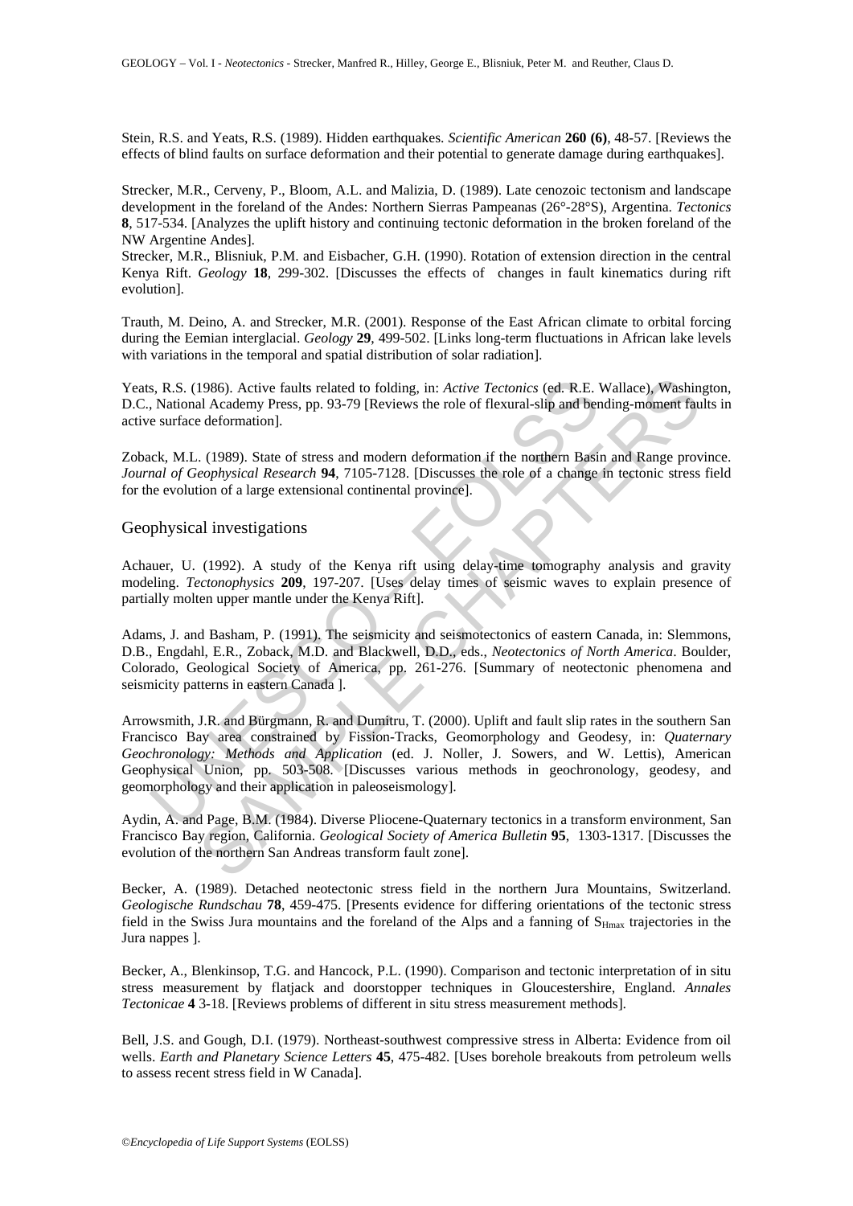Stein, R.S. and Yeats, R.S. (1989). Hidden earthquakes. *Scientific American* **260 (6)**, 48-57. [Reviews the effects of blind faults on surface deformation and their potential to generate damage during earthquakes].

Strecker, M.R., Cerveny, P., Bloom, A.L. and Malizia, D. (1989). Late cenozoic tectonism and landscape development in the foreland of the Andes: Northern Sierras Pampeanas (26°-28°S), Argentina. *Tectonics* **8**, 517-534. [Analyzes the uplift history and continuing tectonic deformation in the broken foreland of the NW Argentine Andes].

Strecker, M.R., Blisniuk, P.M. and Eisbacher, G.H. (1990). Rotation of extension direction in the central Kenya Rift. *Geology* **18**, 299-302. [Discusses the effects of changes in fault kinematics during rift evolution].

Trauth, M. Deino, A. and Strecker, M.R. (2001). Response of the East African climate to orbital forcing during the Eemian interglacial. *Geology* **29**, 499-502. [Links long-term fluctuations in African lake levels with variations in the temporal and spatial distribution of solar radiation].

Yeats, R.S. (1986). Active faults related to folding, in: *Active Tectonics* (ed. R.E. Wallace), Washington, D.C., National Academy Press, pp. 93-79 [Reviews the role of flexural-slip and bending-moment faults in active surface deformation].

Zoback, M.L. (1989). State of stress and modern deformation if the northern Basin and Range province. *Journal of Geophysical Research* **94**, 7105-7128. [Discusses the role of a change in tectonic stress field for the evolution of a large extensional continental province].

## Geophysical investigations

Achauer, U. (1992). A study of the Kenya rift using delay-time tomography analysis and gravity modeling. *Tectonophysics* **209**, 197-207. [Uses delay times of seismic waves to explain presence of partially molten upper mantle under the Kenya Rift].

Adams, J. and Basham, P. (1991). The seismicity and seismotectonics of eastern Canada, in: Slemmons, D.B., Engdahl, E.R., Zoback, M.D. and Blackwell, D.D., eds., *Neotectonics of North America*. Boulder, Colorado, Geological Society of America, pp. 261-276. [Summary of neotectonic phenomena and seismicity patterns in eastern Canada ].

Arrowsmith, J.R. and Bürgmann, R. and Dumitru, T. (2000). Uplift and fault slip rates in the southern San Francisco Bay area constrained by Fission-Tracks, Geomorphology and Geodesy, in: *Quaternary Geochronology: Methods and Application* (ed. J. Noller, J. Sowers, and W. Lettis), American Geophysical Union, pp. 503-508. [Discusses various methods in geochronology, geodesy, and geomorphology and their application in paleoseismology].

Aydin, A. and Page, B.M. (1984). Diverse Pliocene-Quaternary tectonics in a transform environment, San Francisco Bay region, California. *Geological Society of America Bulletin* **95**, 1303-1317. [Discusses the evolution of the northern San Andreas transform fault zone].

Becker, A. (1989). Detached neotectonic stress field in the northern Jura Mountains, Switzerland. *Geologische Rundschau* **78**, 459-475. [Presents evidence for differing orientations of the tectonic stress field in the Swiss Jura mountains and the foreland of the Alps and a fanning of $S_{Hmax}$ trajectories in the Jura nappes ].

Becker, A., Blenkinsop, T.G. and Hancock, P.L. (1990). Comparison and tectonic interpretation of in situ stress measurement by flatjack and doorstopper techniques in Gloucestershire, England. *Annales Tectonicae* **4** 3-18. [Reviews problems of different in situ stress measurement methods].

Bell, J.S. and Gough, D.I. (1979). Northeast-southwest compressive stress in Alberta: Evidence from oil wells. *Earth and Planetary Science Letters* **45**, 475-482. [Uses borehole breakouts from petroleum wells to assess recent stress field in W Canada].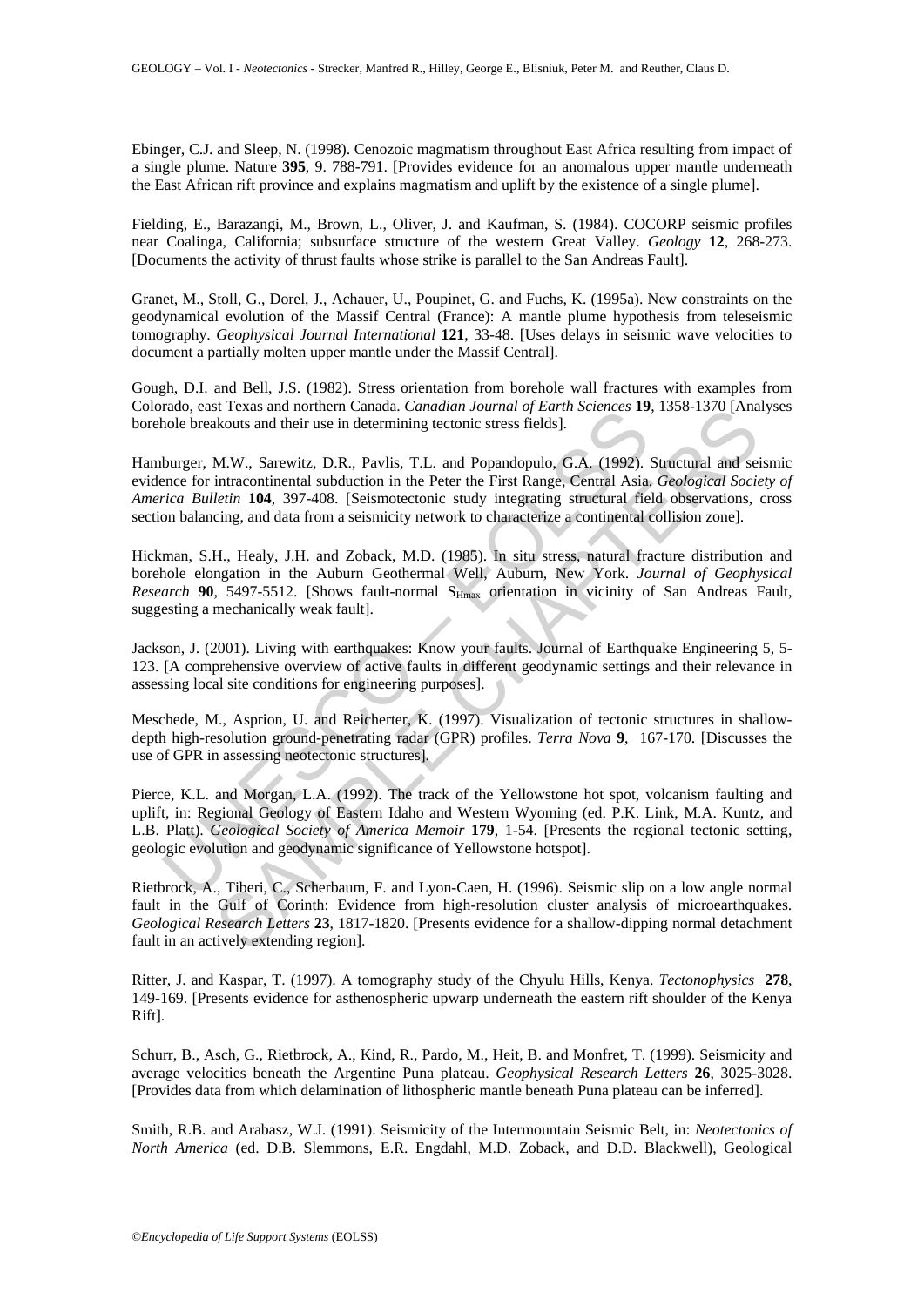Ebinger, C.J. and Sleep, N. (1998). Cenozoic magmatism throughout East Africa resulting from impact of a single plume. Nature **395**, 9. 788-791. [Provides evidence for an anomalous upper mantle underneath the East African rift province and explains magmatism and uplift by the existence of a single plume].

Fielding, E., Barazangi, M., Brown, L., Oliver, J. and Kaufman, S. (1984). COCORP seismic profiles near Coalinga, California; subsurface structure of the western Great Valley. *Geology* **12**, 268-273. [Documents the activity of thrust faults whose strike is parallel to the San Andreas Fault].

Granet, M., Stoll, G., Dorel, J., Achauer, U., Poupinet, G. and Fuchs, K. (1995a). New constraints on the geodynamical evolution of the Massif Central (France): A mantle plume hypothesis from teleseismic tomography. *Geophysical Journal International* **121**, 33-48. [Uses delays in seismic wave velocities to document a partially molten upper mantle under the Massif Central].

Gough, D.I. and Bell, J.S. (1982). Stress orientation from borehole wall fractures with examples from Colorado, east Texas and northern Canada. *Canadian Journal of Earth Sciences* **19**, 1358-1370 [Analyses borehole breakouts and their use in determining tectonic stress fields].

Hamburger, M.W., Sarewitz, D.R., Pavlis, T.L. and Popandopulo, G.A. (1992). Structural and seismic evidence for intracontinental subduction in the Peter the First Range, Central Asia. *Geological Society of America Bulletin* **104**, 397-408. [Seismotectonic study integrating structural field observations, cross section balancing, and data from a seismicity network to characterize a continental collision zone].

Hickman, S.H., Healy, J.H. and Zoback, M.D. (1985). In situ stress, natural fracture distribution and borehole elongation in the Auburn Geothermal Well, Auburn, New York. *Journal of Geophysical Research* **90**, 5497-5512. [Shows fault-normal $S_{Hmax}$ orientation in vicinity of San Andreas Fault, suggesting a mechanically weak fault].

Jackson, J. (2001). Living with earthquakes: Know your faults. Journal of Earthquake Engineering 5, 5-123. [A comprehensive overview of active faults in different geodynamic settings and their relevance in assessing local site conditions for engineering purposes].

Meschede, M., Asprion, U. and Reicherter, K. (1997). Visualization of tectonic structures in shallow-depth high-resolution ground-penetrating radar (GPR) profiles. *Terra Nova* **9**, 167-170. [Discusses the use of GPR in assessing neotectonic structures].

Pierce, K.L. and Morgan, L.A. (1992). The track of the Yellowstone hot spot, volcanism faulting and uplift, in: Regional Geology of Eastern Idaho and Western Wyoming (ed. P.K. Link, M.A. Kuntz, and L.B. Platt). *Geological Society of America Memoir* **179**, 1-54. [Presents the regional tectonic setting, geologic evolution and geodynamic significance of Yellowstone hotspot].

Rietbrock, A., Tiberi, C., Scherbaum, F. and Lyon-Caen, H. (1996). Seismic slip on a low angle normal fault in the Gulf of Corinth: Evidence from high-resolution cluster analysis of microearthquakes. *Geological Research Letters* **23**, 1817-1820. [Presents evidence for a shallow-dipping normal detachment fault in an actively extending region].

Ritter, J. and Kaspar, T. (1997). A tomography study of the Chyulu Hills, Kenya. *Tectonophysics* **278**, 149-169. [Presents evidence for asthenospheric upwarp underneath the eastern rift shoulder of the Kenya Rift].

Schurr, B., Asch, G., Rietbrock, A., Kind, R., Pardo, M., Heit, B. and Monfret, T. (1999). Seismicity and average velocities beneath the Argentine Puna plateau. *Geophysical Research Letters* **26**, 3025-3028. [Provides data from which delamination of lithospheric mantle beneath Puna plateau can be inferred].

Smith, R.B. and Arabasz, W.J. (1991). Seismicity of the Intermountain Seismic Belt, in: *Neotectonics of North America* (ed. D.B. Slemmons, E.R. Engdahl, M.D. Zoback, and D.D. Blackwell), Geological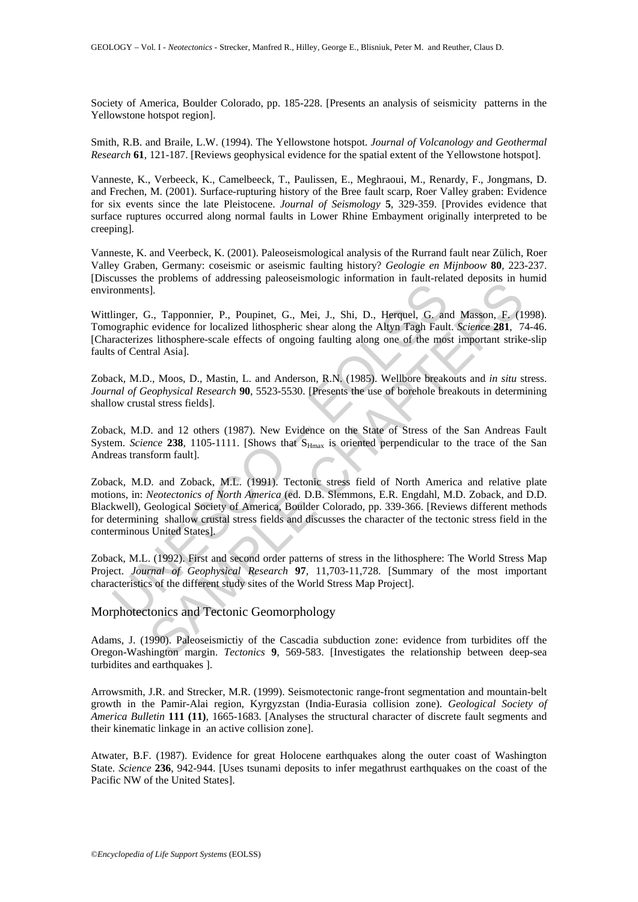Society of America, Boulder Colorado, pp. 185-228. [Presents an analysis of seismicity patterns in the Yellowstone hotspot region].

Smith, R.B. and Braile, L.W. (1994). The Yellowstone hotspot. *Journal of Volcanology and Geothermal Research* **61**, 121-187. [Reviews geophysical evidence for the spatial extent of the Yellowstone hotspot].

Vanneste, K., Verbeeck, K., Camelbeeck, T., Paulissen, E., Meghraoui, M., Renardy, F., Jongmans, D. and Frechen, M. (2001). Surface-rupturing history of the Bree fault scarp, Roer Valley graben: Evidence for six events since the late Pleistocene. *Journal of Seismology* **5**, 329-359. [Provides evidence that surface ruptures occurred along normal faults in Lower Rhine Embayment originally interpreted to be creeping].

Vanneste, K. and Veerbeck, K. (2001). Paleoseismological analysis of the Rurrand fault near Zülich, Roer Valley Graben, Germany: coseismic or aseismic faulting history? *Geologie en Mijnboow* **80**, 223-237. [Discusses the problems of addressing paleoseismologic information in fault-related deposits in humid environments].

Wittlinger, G., Tapponnier, P., Poupinet, G., Mei, J., Shi, D., Herquel, G. and Masson, F. (1998). Tomographic evidence for localized lithospheric shear along the Altyn Tagh Fault. *Science* **281**, 74-46. [Characterizes lithosphere-scale effects of ongoing faulting along one of the most important strike-slip faults of Central Asia].

Zoback, M.D., Moos, D., Mastin, L. and Anderson, R.N. (1985). Wellbore breakouts and *in situ* stress. *Journal of Geophysical Research* **90**, 5523-5530. [Presents the use of borehole breakouts in determining shallow crustal stress fields].

Zoback, M.D. and 12 others (1987). New Evidence on the State of Stress of the San Andreas Fault System. *Science* **238**, 1105-1111. [Shows that $S_{Hmax}$ is oriented perpendicular to the trace of the San Andreas transform fault].

Zoback, M.D. and Zoback, M.L. (1991). Tectonic stress field of North America and relative plate motions, in: *Neotectonics of North America* (ed. D.B. Slemmons, E.R. Engdahl, M.D. Zoback, and D.D. Blackwell), Geological Society of America, Boulder Colorado, pp. 339-366. [Reviews different methods for determining shallow crustal stress fields and discusses the character of the tectonic stress field in the conterminous United States].

Zoback, M.L. (1992). First and second order patterns of stress in the lithosphere: The World Stress Map Project. *Journal of Geophysical Research* **97**, 11,703-11,728. [Summary of the most important characteristics of the different study sites of the World Stress Map Project].

## Morphotectonics and Tectonic Geomorphology

Adams, J. (1990). Paleoseismictiy of the Cascadia subduction zone: evidence from turbidites off the Oregon-Washington margin. *Tectonics* **9**, 569-583. [Investigates the relationship between deep-sea turbidites and earthquakes ].

Arrowsmith, J.R. and Strecker, M.R. (1999). Seismotectonic range-front segmentation and mountain-belt growth in the Pamir-Alai region, Kyrgyzstan (India-Eurasia collision zone). *Geological Society of America Bulletin* **111 (11)**, 1665-1683. [Analyses the structural character of discrete fault segments and their kinematic linkage in an active collision zone].

Atwater, B.F. (1987). Evidence for great Holocene earthquakes along the outer coast of Washington State. *Science* **236**, 942-944. [Uses tsunami deposits to infer megathrust earthquakes on the coast of the Pacific NW of the United States].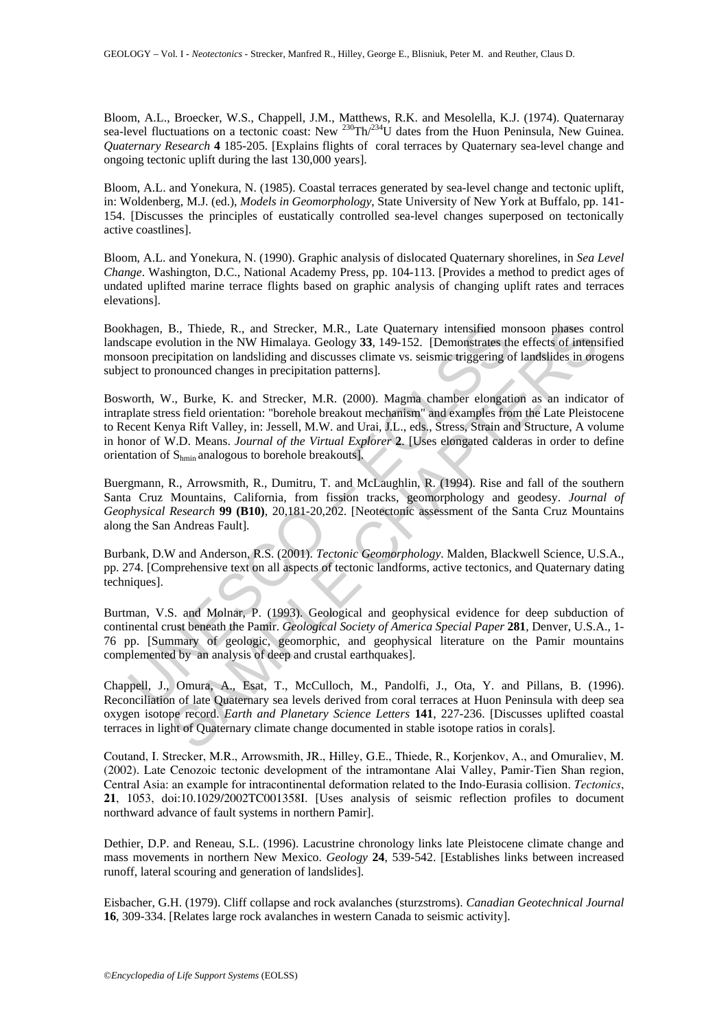Bloom, A.L., Broecker, W.S., Chappell, J.M., Matthews, R.K. and Mesolella, K.J. (1974). Quaternaray sea-level fluctuations on a tectonic coast: New $^{230}$Th/$^{234}$U dates from the Huon Peninsula, New Guinea. *Quaternary Research* **4** 185-205. [Explains flights of coral terraces by Quaternary sea-level change and ongoing tectonic uplift during the last 130,000 years].

Bloom, A.L. and Yonekura, N. (1985). Coastal terraces generated by sea-level change and tectonic uplift, in: Woldenberg, M.J. (ed.), *Models in Geomorphology*, State University of New York at Buffalo, pp. 141-154. [Discusses the principles of eustatically controlled sea-level changes superposed on tectonically active coastlines].

Bloom, A.L. and Yonekura, N. (1990). Graphic analysis of dislocated Quaternary shorelines, in *Sea Level Change*. Washington, D.C., National Academy Press, pp. 104-113. [Provides a method to predict ages of undated uplifted marine terrace flights based on graphic analysis of changing uplift rates and terraces elevations].

Bookhagen, B., Thiede, R., and Strecker, M.R., Late Quaternary intensified monsoon phases control landscape evolution in the NW Himalaya. Geology **33**, 149-152. [Demonstrates the effects of intensified monsoon precipitation on landsliding and discusses climate vs. seismic triggering of landslides in orogens subject to pronounced changes in precipitation patterns].

Bosworth, W., Burke, K. and Strecker, M.R. (2000). Magma chamber elongation as an indicator of intraplate stress field orientation: "borehole breakout mechanism" and examples from the Late Pleistocene to Recent Kenya Rift Valley, in: Jessell, M.W. and Urai, J.L., eds., Stress, Strain and Structure, A volume in honor of W.D. Means. *Journal of the Virtual Explorer* **2**. [Uses elongated calderas in order to define orientation of $S_{hmin}$ analogous to borehole breakouts].

Buergmann, R., Arrowsmith, R., Dumitru, T. and McLaughlin, R. (1994). Rise and fall of the southern Santa Cruz Mountains, California, from fission tracks, geomorphology and geodesy. *Journal of Geophysical Research* **99 (B10)**, 20,181-20,202. [Neotectonic assessment of the Santa Cruz Mountains along the San Andreas Fault].

Burbank, D.W and Anderson, R.S. (2001). *Tectonic Geomorphology*. Malden, Blackwell Science, U.S.A., pp. 274. [Comprehensive text on all aspects of tectonic landforms, active tectonics, and Quaternary dating techniques].

Burtman, V.S. and Molnar, P. (1993). Geological and geophysical evidence for deep subduction of continental crust beneath the Pamir. *Geological Society of America Special Paper* **281**, Denver, U.S.A., 1-76 pp. [Summary of geologic, geomorphic, and geophysical literature on the Pamir mountains complemented by an analysis of deep and crustal earthquakes].

Chappell, J., Omura, A., Esat, T., McCulloch, M., Pandolfi, J., Ota, Y. and Pillans, B. (1996). Reconciliation of late Quaternary sea levels derived from coral terraces at Huon Peninsula with deep sea oxygen isotope record. *Earth and Planetary Science Letters* **141**, 227-236. [Discusses uplifted coastal terraces in light of Quaternary climate change documented in stable isotope ratios in corals].

Coutand, I. Strecker, M.R., Arrowsmith, JR., Hilley, G.E., Thiede, R., Korjenkov, A., and Omuraliev, M. (2002). Late Cenozoic tectonic development of the intramontane Alai Valley, Pamir-Tien Shan region, Central Asia: an example for intracontinental deformation related to the Indo-Eurasia collision. *Tectonics*, **21**, 1053, doi:10.1029/2002TC001358I. [Uses analysis of seismic reflection profiles to document northward advance of fault systems in northern Pamir].

Dethier, D.P. and Reneau, S.L. (1996). Lacustrine chronology links late Pleistocene climate change and mass movements in northern New Mexico. *Geology* **24**, 539-542. [Establishes links between increased runoff, lateral scouring and generation of landslides].

Eisbacher, G.H. (1979). Cliff collapse and rock avalanches (sturzstroms). *Canadian Geotechnical Journal* **16**, 309-334. [Relates large rock avalanches in western Canada to seismic activity].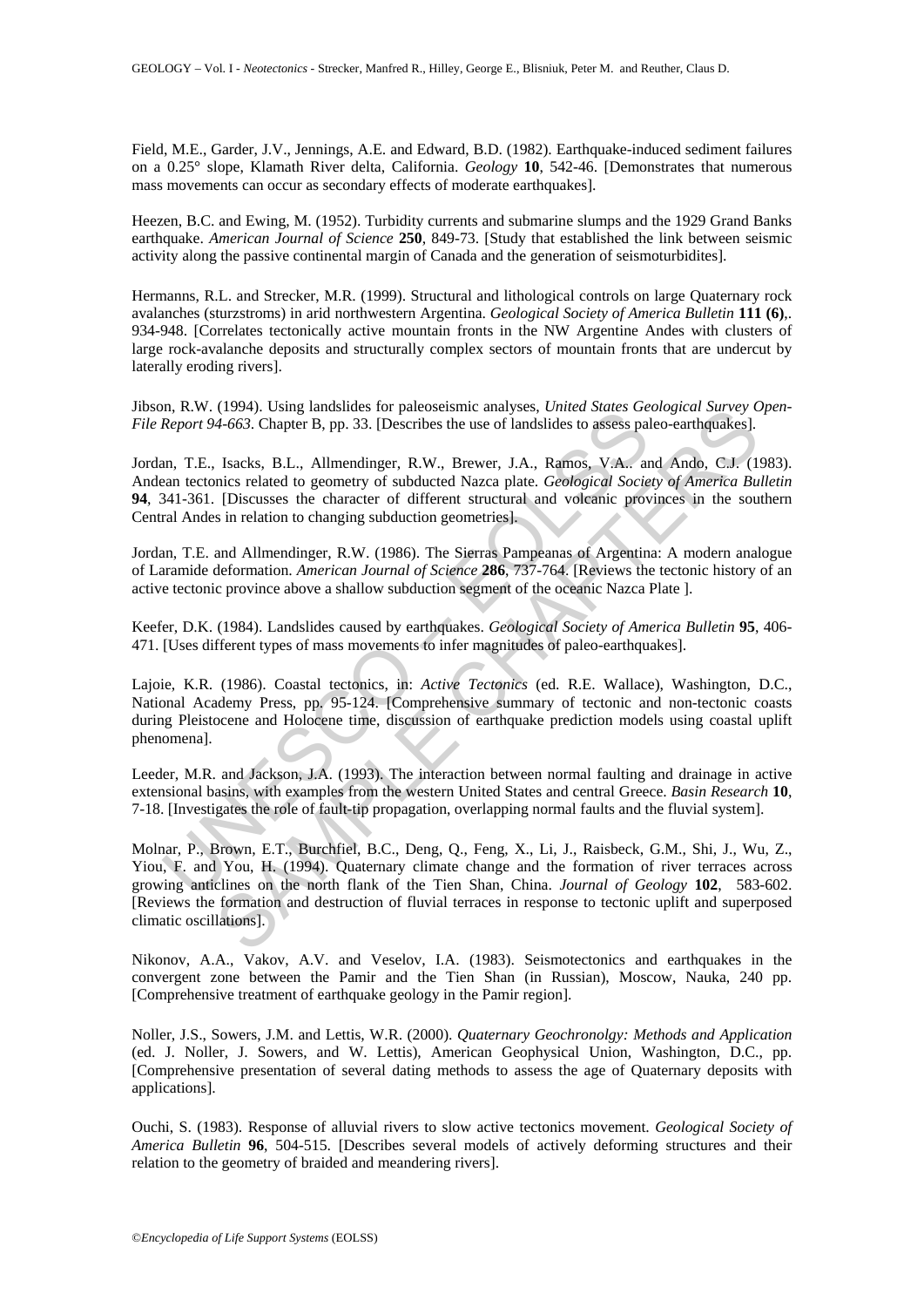Field, M.E., Garder, J.V., Jennings, A.E. and Edward, B.D. (1982). Earthquake-induced sediment failures on a 0.25° slope, Klamath River delta, California. *Geology* **10**, 542-46. [Demonstrates that numerous mass movements can occur as secondary effects of moderate earthquakes].

Heezen, B.C. and Ewing, M. (1952). Turbidity currents and submarine slumps and the 1929 Grand Banks earthquake. *American Journal of Science* **250**, 849-73. [Study that established the link between seismic activity along the passive continental margin of Canada and the generation of seismoturbidites].

Hermanns, R.L. and Strecker, M.R. (1999). Structural and lithological controls on large Quaternary rock avalanches (sturzstroms) in arid northwestern Argentina. *Geological Society of America Bulletin* **111 (6)**,. 934-948. [Correlates tectonically active mountain fronts in the NW Argentine Andes with clusters of large rock-avalanche deposits and structurally complex sectors of mountain fronts that are undercut by laterally eroding rivers].

Jibson, R.W. (1994). Using landslides for paleoseismic analyses, *United States Geological Survey Open-File Report 94-663*. Chapter B, pp. 33. [Describes the use of landslides to assess paleo-earthquakes].

Jordan, T.E., Isacks, B.L., Allmendinger, R.W., Brewer, J.A., Ramos, V.A.. and Ando, C.J. (1983). Andean tectonics related to geometry of subducted Nazca plate. *Geological Society of America Bulletin* **94**, 341-361. [Discusses the character of different structural and volcanic provinces in the southern Central Andes in relation to changing subduction geometries].

Jordan, T.E. and Allmendinger, R.W. (1986). The Sierras Pampeanas of Argentina: A modern analogue of Laramide deformation. *American Journal of Science* **286**, 737-764. [Reviews the tectonic history of an active tectonic province above a shallow subduction segment of the oceanic Nazca Plate ].

Keefer, D.K. (1984). Landslides caused by earthquakes. *Geological Society of America Bulletin* **95**, 406-471. [Uses different types of mass movements to infer magnitudes of paleo-earthquakes].

Lajoie, K.R. (1986). Coastal tectonics, in: *Active Tectonics* (ed. R.E. Wallace), Washington, D.C., National Academy Press, pp. 95-124. [Comprehensive summary of tectonic and non-tectonic coasts during Pleistocene and Holocene time, discussion of earthquake prediction models using coastal uplift phenomena].

Leeder, M.R. and Jackson, J.A. (1993). The interaction between normal faulting and drainage in active extensional basins, with examples from the western United States and central Greece. *Basin Research* **10**, 7-18. [Investigates the role of fault-tip propagation, overlapping normal faults and the fluvial system].

Molnar, P., Brown, E.T., Burchfiel, B.C., Deng, Q., Feng, X., Li, J., Raisbeck, G.M., Shi, J., Wu, Z., Yiou, F. and You, H. (1994). Quaternary climate change and the formation of river terraces across growing anticlines on the north flank of the Tien Shan, China. *Journal of Geology* **102**, 583-602. [Reviews the formation and destruction of fluvial terraces in response to tectonic uplift and superposed climatic oscillations].

Nikonov, A.A., Vakov, A.V. and Veselov, I.A. (1983). Seismotectonics and earthquakes in the convergent zone between the Pamir and the Tien Shan (in Russian), Moscow, Nauka, 240 pp. [Comprehensive treatment of earthquake geology in the Pamir region].

Noller, J.S., Sowers, J.M. and Lettis, W.R. (2000). *Quaternary Geochronolgy: Methods and Application* (ed. J. Noller, J. Sowers, and W. Lettis), American Geophysical Union, Washington, D.C., pp. [Comprehensive presentation of several dating methods to assess the age of Quaternary deposits with applications].

Ouchi, S. (1983). Response of alluvial rivers to slow active tectonics movement. *Geological Society of America Bulletin* **96**, 504-515. [Describes several models of actively deforming structures and their relation to the geometry of braided and meandering rivers].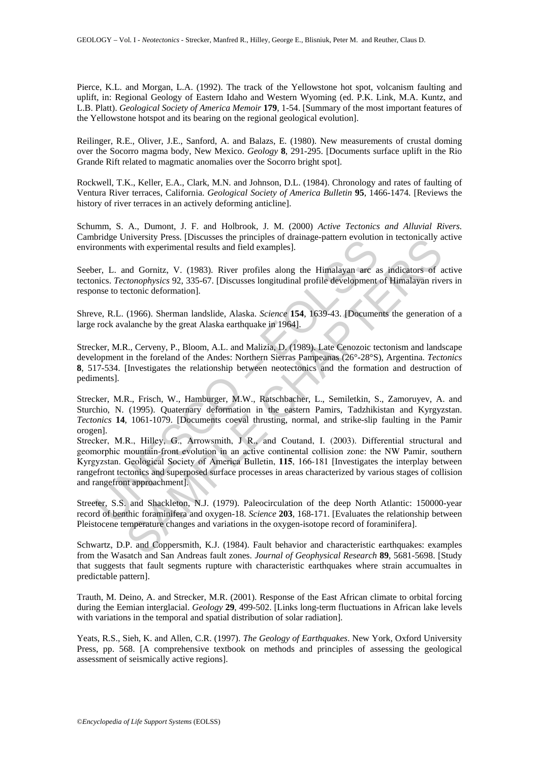Pierce, K.L. and Morgan, L.A. (1992). The track of the Yellowstone hot spot, volcanism faulting and uplift, in: Regional Geology of Eastern Idaho and Western Wyoming (ed. P.K. Link, M.A. Kuntz, and L.B. Platt). *Geological Society of America Memoir* **179**, 1-54. [Summary of the most important features of the Yellowstone hotspot and its bearing on the regional geological evolution].

Reilinger, R.E., Oliver, J.E., Sanford, A. and Balazs, E. (1980). New measurements of crustal doming over the Socorro magma body, New Mexico. *Geology* **8**, 291-295. [Documents surface uplift in the Rio Grande Rift related to magmatic anomalies over the Socorro bright spot].

Rockwell, T.K., Keller, E.A., Clark, M.N. and Johnson, D.L. (1984). Chronology and rates of faulting of Ventura River terraces, California. *Geological Society of America Bulletin* **95**, 1466-1474. [Reviews the history of river terraces in an actively deforming anticline].

Schumm, S. A., Dumont, J. F. and Holbrook, J. M. (2000) *Active Tectonics and Alluvial Rivers*. Cambridge University Press. [Discusses the principles of drainage-pattern evolution in tectonically active environments with experimental results and field examples].

Seeber, L. and Gornitz, V. (1983). River profiles along the Himalayan arc as indicators of active tectonics. *Tectonophysics* 92, 335-67. [Discusses longitudinal profile development of Himalayan rivers in response to tectonic deformation].

Shreve, R.L. (1966). Sherman landslide, Alaska. *Science* **154**, 1639-43. [Documents the generation of a large rock avalanche by the great Alaska earthquake in 1964].

Strecker, M.R., Cerveny, P., Bloom, A.L. and Malizia, D. (1989). Late Cenozoic tectonism and landscape development in the foreland of the Andes: Northern Sierras Pampeanas (26°-28°S), Argentina. *Tectonics* **8**, 517-534. [Investigates the relationship between neotectonics and the formation and destruction of pediments].

Strecker, M.R., Frisch, W., Hamburger, M.W., Ratschbacher, L., Semiletkin, S., Zamoruyev, A. and Sturchio, N. (1995). Quaternary deformation in the eastern Pamirs, Tadzhikistan and Kyrgyzstan. *Tectonics* **14**, 1061-1079. [Documents coeval thrusting, normal, and strike-slip faulting in the Pamir orogen].

Strecker, M.R., Hilley, G., Arrowsmith, J R., and Coutand, I. (2003). Differential structural and geomorphic mountain-front evolution in an active continental collision zone: the NW Pamir, southern Kyrgyzstan. Geological Society of America Bulletin, **115**, 166-181 [Investigates the interplay between rangefront tectonics and superposed surface processes in areas characterized by various stages of collision and rangefront approachment].

Streeter, S.S. and Shackleton, N.J. (1979). Paleocirculation of the deep North Atlantic: 150000-year record of benthic foraminifera and oxygen-18. *Science* **203**, 168-171. [Evaluates the relationship between Pleistocene temperature changes and variations in the oxygen-isotope record of foraminifera].

Schwartz, D.P. and Coppersmith, K.J. (1984). Fault behavior and characteristic earthquakes: examples from the Wasatch and San Andreas fault zones. *Journal of Geophysical Research* **89**, 5681-5698. [Study that suggests that fault segments rupture with characteristic earthquakes where strain accumualtes in predictable pattern].

Trauth, M. Deino, A. and Strecker, M.R. (2001). Response of the East African climate to orbital forcing during the Eemian interglacial. *Geology* **29**, 499-502. [Links long-term fluctuations in African lake levels with variations in the temporal and spatial distribution of solar radiation].

Yeats, R.S., Sieh, K. and Allen, C.R. (1997). *The Geology of Earthquakes*. New York, Oxford University Press, pp. 568. [A comprehensive textbook on methods and principles of assessing the geological assessment of seismically active regions].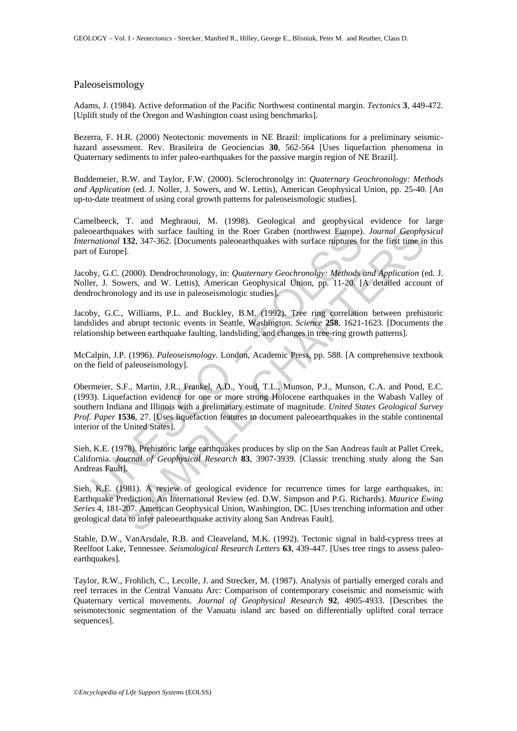## Paleoseismology

Adams, J. (1984). Active deformation of the Pacific Northwest continental margin. *Tectonics* **3**, 449-472. [Uplift study of the Oregon and Washington coast using benchmarks].

Bezerra, F. H.R. (2000) Neotectonic movements in NE Brazil: implications for a preliminary seismic-hazard assessment. Rev. Brasileira de Geociencias **30**, 562-564 [Uses liquefaction phenomena in Quaternary sediments to infer paleo-earthquakes for the passive margin region of NE Brazil].

Buddemeier, R.W. and Taylor, F.W. (2000). Sclerochronolgy in: *Quaternary Geochronology: Methods and Application* (ed. J. Noller, J. Sowers, and W. Lettis), American Geophysical Union, pp. 25-40. [An up-to-date treatment of using coral growth patterns for paleoseismologic studies].

Camelbeeck, T. and Meghraoui, M. (1998). Geological and geophysical evidence for large paleoearthquakes with surface faulting in the Roer Graben (northwest Europe). *Journal Geophysical International* **132**, 347-362. [Documents paleoearthquakes with surface ruptures for the first time in this part of Europe].

Jacoby, G.C. (2000). Dendrochronology, in: *Quaternary Geochronolgy: Methods and Application* (ed. J. Noller, J. Sowers, and W. Lettis), American Geophysical Union, pp. 11-20. [A detailed account of dendrochronology and its use in paleoseismologic studies].

Jacoby, G.C., Williams, P.L. and Buckley, B.M. (1992). Tree ring correlation between prehistoric landslides and abrupt tectonic events in Seattle, Washington. *Science* **258**, 1621-1623. [Documents the relationship between earthquake faulting, landsliding, and changes in tree-ring growth patterns].

McCalpin, J.P. (1996). *Paleoseismology.* London, Academic Press, pp. 588. [A comprehensive textbook on the field of paleoseismology].

Obermeier, S.F., Martin, J.R., Frankel, A.D., Youd, T.L., Munson, P.J., Munson, C.A. and Pond, E.C. (1993). Liquefaction evidence for one or more strong Holocene earthquakes in the Wabash Valley of southern Indiana and Illinois with a preliminary estimate of magnitude. *United States Geological Survey Prof. Paper* **1536**, 27. [Uses liquefaction features to document paleoearthquakes in the stable continental interior of the United States].

Sieh, K.E. (1978). Prehistoric large earthquakes produces by slip on the San Andreas fault at Pallet Creek, California. *Journal of Geophysical Research* **83**, 3907-3939. [Classic trenching study along the San Andreas Fault].

Sieh, K.E. (1981). A review of geological evidence for recurrence times for large earthquakes, in: Earthquake Prediction, An International Review (ed. D.W. Simpson and P.G. Richards). *Maurice Ewing Series* 4, 181-207. American Geophysical Union, Washington, DC. [Uses trenching information and other geological data to infer paleoearthquake activity along San Andreas Fault].

Stahle, D.W., VanArsdale, R.B. and Cleaveland, M.K. (1992). Tectonic signal in bald-cypress trees at Reelfoot Lake, Tennessee. *Seismological Research Letters* **63**, 439-447. [Uses tree rings to assess paleo-earthquakes].

Taylor, R.W., Frohlich, C., Lecolle, J. and Strecker, M. (1987). Analysis of partially emerged corals and reef terraces in the Central Vanuatu Arc: Comparison of contemporary coseismic and nonseismic with Quaternary vertical movements. *Journal of Geophysical Research* **92**, 4905-4933. [Describes the seismotectonic segmentation of the Vanuatu island arc based on differentially uplifted coral terrace sequences].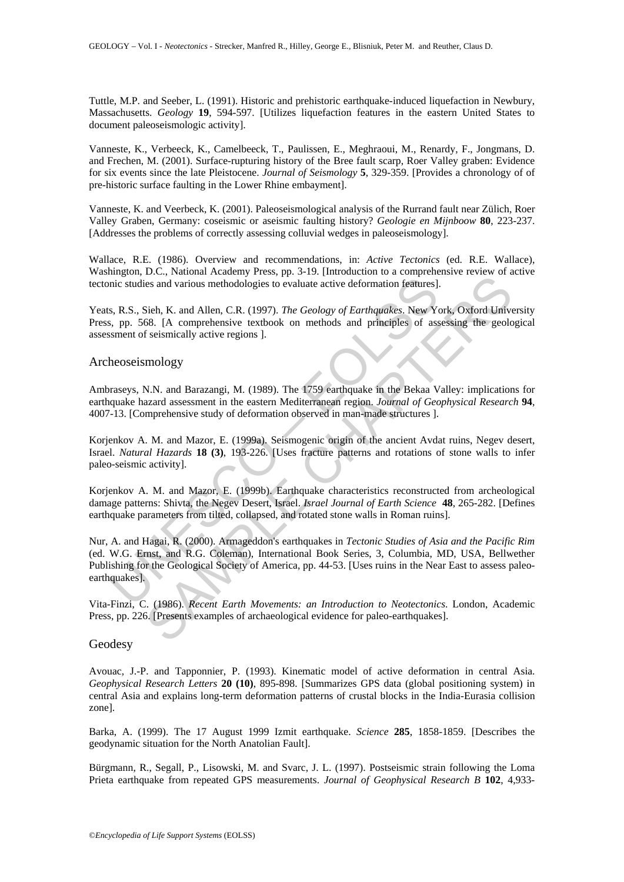Tuttle, M.P. and Seeber, L. (1991). Historic and prehistoric earthquake-induced liquefaction in Newbury, Massachusetts. *Geology* **19**, 594-597. [Utilizes liquefaction features in the eastern United States to document paleoseismologic activity].

Vanneste, K., Verbeeck, K., Camelbeeck, T., Paulissen, E., Meghraoui, M., Renardy, F., Jongmans, D. and Frechen, M. (2001). Surface-rupturing history of the Bree fault scarp, Roer Valley graben: Evidence for six events since the late Pleistocene. *Journal of Seismology* **5**, 329-359. [Provides a chronology of of pre-historic surface faulting in the Lower Rhine embayment].

Vanneste, K. and Veerbeck, K. (2001). Paleoseismological analysis of the Rurrand fault near Zülich, Roer Valley Graben, Germany: coseismic or aseismic faulting history? *Geologie en Mijnboow* **80**, 223-237. [Addresses the problems of correctly assessing colluvial wedges in paleoseismology].

Wallace, R.E. (1986). Overview and recommendations, in: *Active Tectonics* (ed. R.E. Wallace), Washington, D.C., National Academy Press, pp. 3-19. [Introduction to a comprehensive review of active tectonic studies and various methodologies to evaluate active deformation features].

Yeats, R.S., Sieh, K. and Allen, C.R. (1997). *The Geology of Earthquakes*. New York, Oxford University Press, pp. 568. [A comprehensive textbook on methods and principles of assessing the geological assessment of seismically active regions ].

## Archeoseismology

Ambraseys, N.N. and Barazangi, M. (1989). The 1759 earthquake in the Bekaa Valley: implications for earthquake hazard assessment in the eastern Mediterranean region. *Journal of Geophysical Research* **94**, 4007-13. [Comprehensive study of deformation observed in man-made structures ].

Korjenkov A. M. and Mazor, E. (1999a). Seismogenic origin of the ancient Avdat ruins, Negev desert, Israel. *Natural Hazards* **18 (3)**, 193-226. [Uses fracture patterns and rotations of stone walls to infer paleo-seismic activity].

Korjenkov A. M. and Mazor, E. (1999b). Earthquake characteristics reconstructed from archeological damage patterns: Shivta, the Negev Desert, Israel. *Israel Journal of Earth Science* **48**, 265-282. [Defines earthquake parameters from tilted, collapsed, and rotated stone walls in Roman ruins].

Nur, A. and Hagai, R. (2000). Armageddon's earthquakes in *Tectonic Studies of Asia and the Pacific Rim* (ed. W.G. Ernst, and R.G. Coleman), International Book Series, 3, Columbia, MD, USA, Bellwether Publishing for the Geological Society of America, pp. 44-53. [Uses ruins in the Near East to assess paleo-earthquakes].

Vita-Finzi, C. (1986). *Recent Earth Movements: an Introduction to Neotectonics*. London, Academic Press, pp. 226. [Presents examples of archaeological evidence for paleo-earthquakes].

## Geodesy

Avouac, J.-P. and Tapponnier, P. (1993). Kinematic model of active deformation in central Asia. *Geophysical Research Letters* **20 (10)**, 895-898. [Summarizes GPS data (global positioning system) in central Asia and explains long-term deformation patterns of crustal blocks in the India-Eurasia collision zone].

Barka, A. (1999). The 17 August 1999 Izmit earthquake. *Science* **285**, 1858-1859. [Describes the geodynamic situation for the North Anatolian Fault].

Bürgmann, R., Segall, P., Lisowski, M. and Svarc, J. L. (1997). Postseismic strain following the Loma Prieta earthquake from repeated GPS measurements. *Journal of Geophysical Research B* **102**, 4,933-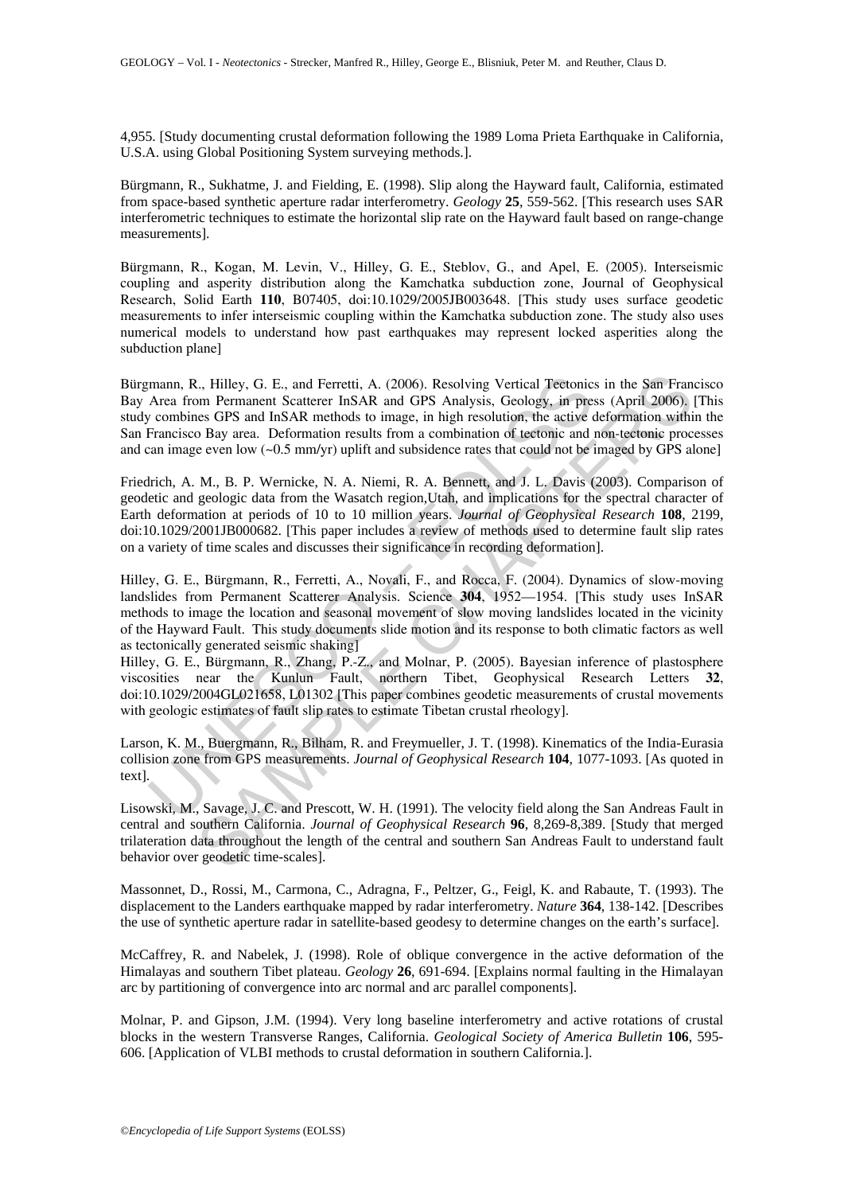4,955. [Study documenting crustal deformation following the 1989 Loma Prieta Earthquake in California, U.S.A. using Global Positioning System surveying methods.].

Bürgmann, R., Sukhatme, J. and Fielding, E. (1998). Slip along the Hayward fault, California, estimated from space-based synthetic aperture radar interferometry. *Geology* **25**, 559-562. [This research uses SAR interferometric techniques to estimate the horizontal slip rate on the Hayward fault based on range-change measurements].

Bürgmann, R., Kogan, M. Levin, V., Hilley, G. E., Steblov, G., and Apel, E. (2005). Interseismic coupling and asperity distribution along the Kamchatka subduction zone, Journal of Geophysical Research, Solid Earth **110**, B07405, doi:10.1029/2005JB003648. [This study uses surface geodetic measurements to infer interseismic coupling within the Kamchatka subduction zone. The study also uses numerical models to understand how past earthquakes may represent locked asperities along the subduction plane]

Bürgmann, R., Hilley, G. E., and Ferretti, A. (2006). Resolving Vertical Tectonics in the San Francisco Bay Area from Permanent Scatterer InSAR and GPS Analysis, Geology, in press (April 2006). [This study combines GPS and InSAR methods to image, in high resolution, the active deformation within the San Francisco Bay area. Deformation results from a combination of tectonic and non-tectonic processes and can image even low (~0.5 mm/yr) uplift and subsidence rates that could not be imaged by GPS alone]

Friedrich, A. M., B. P. Wernicke, N. A. Niemi, R. A. Bennett, and J. L. Davis (2003). Comparison of geodetic and geologic data from the Wasatch region,Utah, and implications for the spectral character of Earth deformation at periods of 10 to 10 million years. *Journal of Geophysical Research* **108**, 2199, doi:10.1029/2001JB000682. [This paper includes a review of methods used to determine fault slip rates on a variety of time scales and discusses their significance in recording deformation].

Hilley, G. E., Bürgmann, R., Ferretti, A., Novali, F., and Rocca, F. (2004). Dynamics of slow-moving landslides from Permanent Scatterer Analysis. Science **304**, 1952—1954. [This study uses InSAR methods to image the location and seasonal movement of slow moving landslides located in the vicinity of the Hayward Fault. This study documents slide motion and its response to both climatic factors as well as tectonically generated seismic shaking]

Hilley, G. E., Bürgmann, R., Zhang, P.-Z., and Molnar, P. (2005). Bayesian inference of plastosphere viscosities near the Kunlun Fault, northern Tibet, Geophysical Research Letters **32**, doi:10.1029/2004GL021658, L01302 [This paper combines geodetic measurements of crustal movements with geologic estimates of fault slip rates to estimate Tibetan crustal rheology].

Larson, K. M., Buergmann, R., Bilham, R. and Freymueller, J. T. (1998). Kinematics of the India-Eurasia collision zone from GPS measurements. *Journal of Geophysical Research* **104**, 1077-1093. [As quoted in text].

Lisowski, M., Savage, J. C. and Prescott, W. H. (1991). The velocity field along the San Andreas Fault in central and southern California. *Journal of Geophysical Research* **96**, 8,269-8,389. [Study that merged trilateration data throughout the length of the central and southern San Andreas Fault to understand fault behavior over geodetic time-scales].

Massonnet, D., Rossi, M., Carmona, C., Adragna, F., Peltzer, G., Feigl, K. and Rabaute, T. (1993). The displacement to the Landers earthquake mapped by radar interferometry. *Nature* **364**, 138-142. [Describes the use of synthetic aperture radar in satellite-based geodesy to determine changes on the earth's surface].

McCaffrey, R. and Nabelek, J. (1998). Role of oblique convergence in the active deformation of the Himalayas and southern Tibet plateau. *Geology* **26**, 691-694. [Explains normal faulting in the Himalayan arc by partitioning of convergence into arc normal and arc parallel components].

Molnar, P. and Gipson, J.M. (1994). Very long baseline interferometry and active rotations of crustal blocks in the western Transverse Ranges, California. *Geological Society of America Bulletin* **106**, 595-606. [Application of VLBI methods to crustal deformation in southern California.].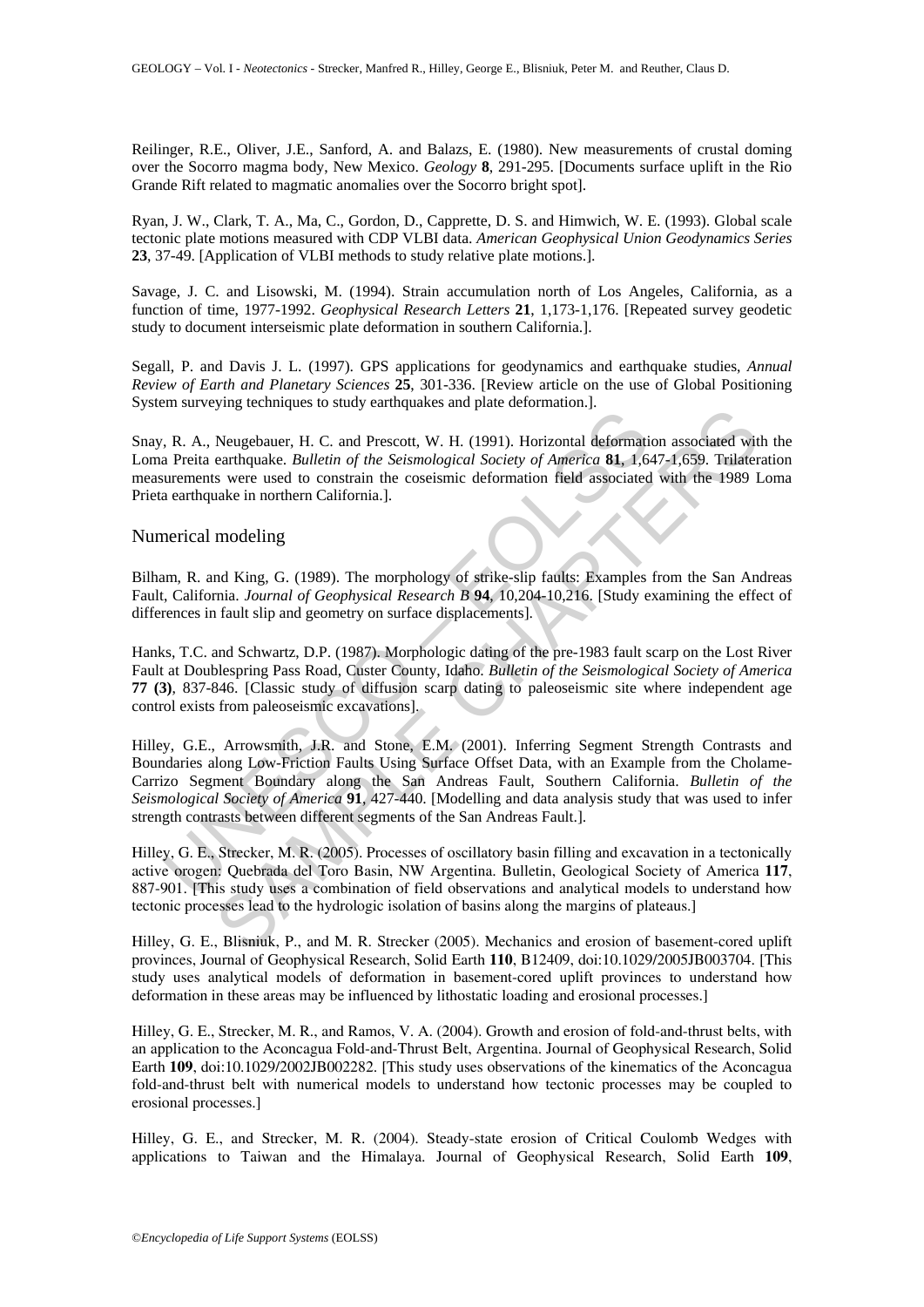Reilinger, R.E., Oliver, J.E., Sanford, A. and Balazs, E. (1980). New measurements of crustal doming over the Socorro magma body, New Mexico. *Geology* **8**, 291-295. [Documents surface uplift in the Rio Grande Rift related to magmatic anomalies over the Socorro bright spot].

Ryan, J. W., Clark, T. A., Ma, C., Gordon, D., Capprette, D. S. and Himwich, W. E. (1993). Global scale tectonic plate motions measured with CDP VLBI data. *American Geophysical Union Geodynamics Series* **23**, 37-49. [Application of VLBI methods to study relative plate motions.].

Savage, J. C. and Lisowski, M. (1994). Strain accumulation north of Los Angeles, California, as a function of time, 1977-1992. *Geophysical Research Letters* **21**, 1,173-1,176. [Repeated survey geodetic study to document interseismic plate deformation in southern California.].

Segall, P. and Davis J. L. (1997). GPS applications for geodynamics and earthquake studies, *Annual Review of Earth and Planetary Sciences* **25**, 301-336. [Review article on the use of Global Positioning System surveying techniques to study earthquakes and plate deformation.].

Snay, R. A., Neugebauer, H. C. and Prescott, W. H. (1991). Horizontal deformation associated with the Loma Preita earthquake. *Bulletin of the Seismological Society of America* **81**, 1,647-1,659. Trilateration measurements were used to constrain the coseismic deformation field associated with the 1989 Loma Prieta earthquake in northern California.].

## Numerical modeling

Bilham, R. and King, G. (1989). The morphology of strike-slip faults: Examples from the San Andreas Fault, California. *Journal of Geophysical Research B* **94**, 10,204-10,216. [Study examining the effect of differences in fault slip and geometry on surface displacements].

Hanks, T.C. and Schwartz, D.P. (1987). Morphologic dating of the pre-1983 fault scarp on the Lost River Fault at Doublespring Pass Road, Custer County, Idaho. *Bulletin of the Seismological Society of America* **77 (3)**, 837-846. [Classic study of diffusion scarp dating to paleoseismic site where independent age control exists from paleoseismic excavations].

Hilley, G.E., Arrowsmith, J.R. and Stone, E.M. (2001). Inferring Segment Strength Contrasts and Boundaries along Low-Friction Faults Using Surface Offset Data, with an Example from the Cholame-Carrizo Segment Boundary along the San Andreas Fault, Southern California. *Bulletin of the Seismological Society of America* **91**, 427-440. [Modelling and data analysis study that was used to infer strength contrasts between different segments of the San Andreas Fault.].

Hilley, G. E., Strecker, M. R. (2005). Processes of oscillatory basin filling and excavation in a tectonically active orogen: Quebrada del Toro Basin, NW Argentina. Bulletin, Geological Society of America **117**, 887-901. [This study uses a combination of field observations and analytical models to understand how tectonic processes lead to the hydrologic isolation of basins along the margins of plateaus.]

Hilley, G. E., Blisniuk, P., and M. R. Strecker (2005). Mechanics and erosion of basement-cored uplift provinces, Journal of Geophysical Research, Solid Earth **110**, B12409, doi:10.1029/2005JB003704. [This study uses analytical models of deformation in basement-cored uplift provinces to understand how deformation in these areas may be influenced by lithostatic loading and erosional processes.]

Hilley, G. E., Strecker, M. R., and Ramos, V. A. (2004). Growth and erosion of fold-and-thrust belts, with an application to the Aconcagua Fold-and-Thrust Belt, Argentina. Journal of Geophysical Research, Solid Earth **109**, doi:10.1029/2002JB002282. [This study uses observations of the kinematics of the Aconcagua fold-and-thrust belt with numerical models to understand how tectonic processes may be coupled to erosional processes.]

Hilley, G. E., and Strecker, M. R. (2004). Steady-state erosion of Critical Coulomb Wedges with applications to Taiwan and the Himalaya. Journal of Geophysical Research, Solid Earth **109**,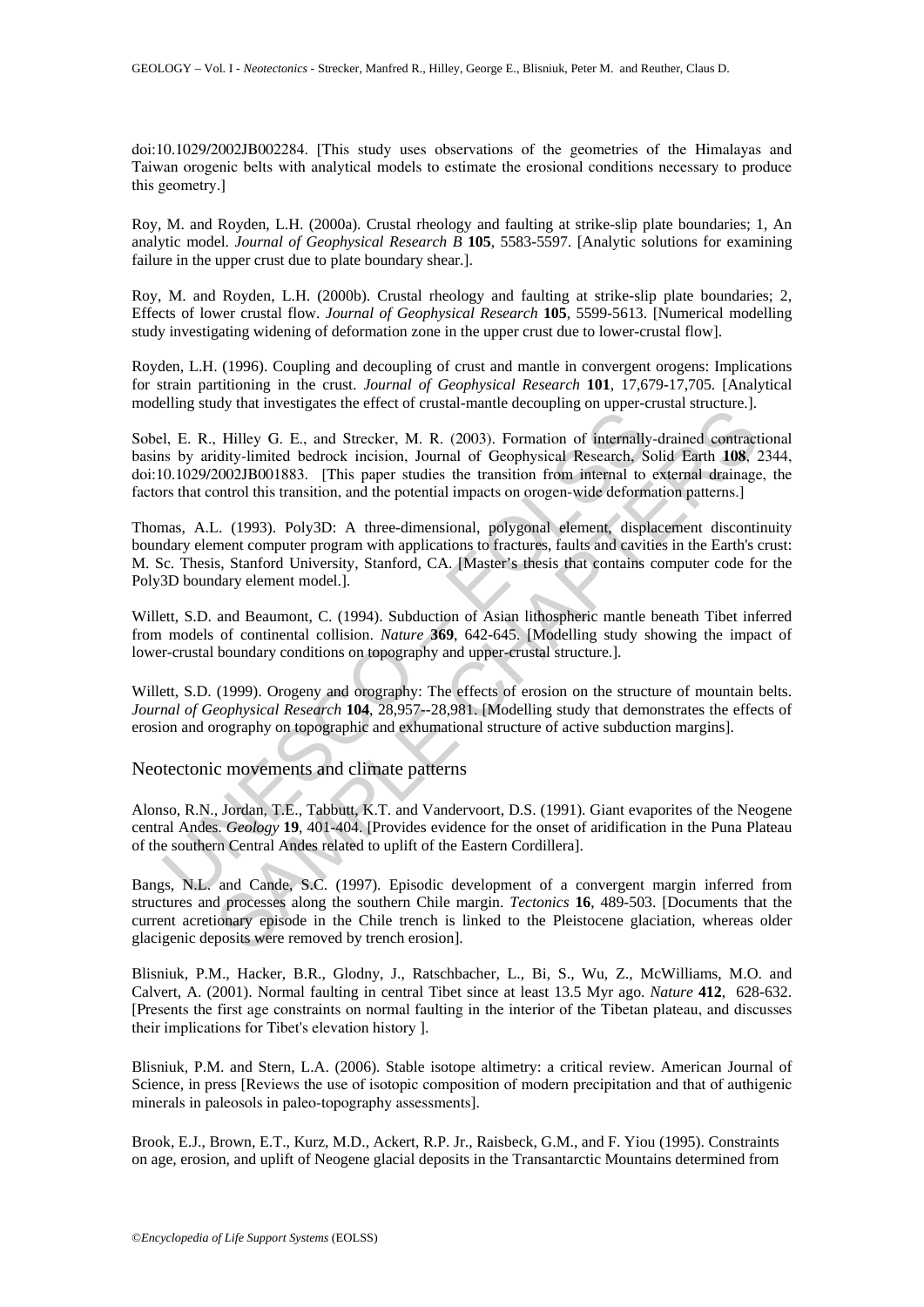doi:10.1029/2002JB002284. [This study uses observations of the geometries of the Himalayas and Taiwan orogenic belts with analytical models to estimate the erosional conditions necessary to produce this geometry.]

Roy, M. and Royden, L.H. (2000a). Crustal rheology and faulting at strike-slip plate boundaries; 1, An analytic model. *Journal of Geophysical Research B* **105**, 5583-5597. [Analytic solutions for examining failure in the upper crust due to plate boundary shear.].

Roy, M. and Royden, L.H. (2000b). Crustal rheology and faulting at strike-slip plate boundaries; 2, Effects of lower crustal flow. *Journal of Geophysical Research* **105**, 5599-5613. [Numerical modelling study investigating widening of deformation zone in the upper crust due to lower-crustal flow].

Royden, L.H. (1996). Coupling and decoupling of crust and mantle in convergent orogens: Implications for strain partitioning in the crust. *Journal of Geophysical Research* **101**, 17,679-17,705. [Analytical modelling study that investigates the effect of crustal-mantle decoupling on upper-crustal structure.].

Sobel, E. R., Hilley G. E., and Strecker, M. R. (2003). Formation of internally-drained contractional basins by aridity-limited bedrock incision, Journal of Geophysical Research, Solid Earth **108**, 2344, doi:10.1029/2002JB001883. [This paper studies the transition from internal to external drainage, the factors that control this transition, and the potential impacts on orogen-wide deformation patterns.]

Thomas, A.L. (1993). Poly3D: A three-dimensional, polygonal element, displacement discontinuity boundary element computer program with applications to fractures, faults and cavities in the Earth's crust: M. Sc. Thesis, Stanford University, Stanford, CA. [Master's thesis that contains computer code for the Poly3D boundary element model.].

Willett, S.D. and Beaumont, C. (1994). Subduction of Asian lithospheric mantle beneath Tibet inferred from models of continental collision. *Nature* **369**, 642-645. [Modelling study showing the impact of lower-crustal boundary conditions on topography and upper-crustal structure.].

Willett, S.D. (1999). Orogeny and orography: The effects of erosion on the structure of mountain belts. *Journal of Geophysical Research* **104**, 28,957--28,981. [Modelling study that demonstrates the effects of erosion and orography on topographic and exhumational structure of active subduction margins].

## Neotectonic movements and climate patterns

Alonso, R.N., Jordan, T.E., Tabbutt, K.T. and Vandervoort, D.S. (1991). Giant evaporites of the Neogene central Andes. *Geology* **19**, 401-404. [Provides evidence for the onset of aridification in the Puna Plateau of the southern Central Andes related to uplift of the Eastern Cordillera].

Bangs, N.L. and Cande, S.C. (1997). Episodic development of a convergent margin inferred from structures and processes along the southern Chile margin. *Tectonics* **16**, 489-503. [Documents that the current acretionary episode in the Chile trench is linked to the Pleistocene glaciation, whereas older glacigenic deposits were removed by trench erosion].

Blisniuk, P.M., Hacker, B.R., Glodny, J., Ratschbacher, L., Bi, S., Wu, Z., McWilliams, M.O. and Calvert, A. (2001). Normal faulting in central Tibet since at least 13.5 Myr ago. *Nature* **412**, 628-632. [Presents the first age constraints on normal faulting in the interior of the Tibetan plateau, and discusses their implications for Tibet's elevation history ].

Blisniuk, P.M. and Stern, L.A. (2006). Stable isotope altimetry: a critical review. American Journal of Science, in press [Reviews the use of isotopic composition of modern precipitation and that of authigenic minerals in paleosols in paleo-topography assessments].

Brook, E.J., Brown, E.T., Kurz, M.D., Ackert, R.P. Jr., Raisbeck, G.M., and F. Yiou (1995). Constraints on age, erosion, and uplift of Neogene glacial deposits in the Transantarctic Mountains determined from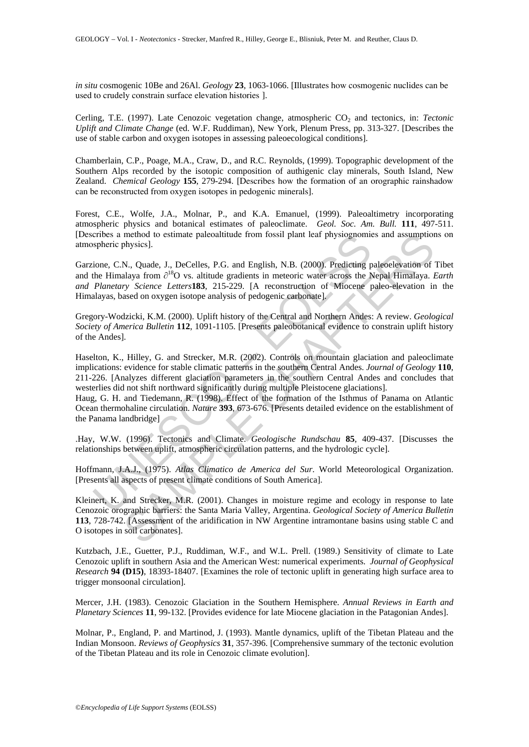*in situ* cosmogenic 10Be and 26Al. *Geology* **23**, 1063-1066. [Illustrates how cosmogenic nuclides can be used to crudely constrain surface elevation histories ].

Cerling, T.E. (1997). Late Cenozoic vegetation change, atmospheric $CO_2$ and tectonics, in: *Tectonic Uplift and Climate Change* (ed. W.F. Ruddiman), New York, Plenum Press, pp. 313-327. [Describes the use of stable carbon and oxygen isotopes in assessing paleoecological conditions].

Chamberlain, C.P., Poage, M.A., Craw, D., and R.C. Reynolds, (1999). Topographic development of the Southern Alps recorded by the isotopic composition of authigenic clay minerals, South Island, New Zealand. *Chemical Geology* **155**, 279-294. [Describes how the formation of an orographic rainshadow can be reconstructed from oxygen isotopes in pedogenic minerals].

Forest, C.E., Wolfe, J.A., Molnar, P., and K.A. Emanuel, (1999). Paleoaltimetry incorporating atmospheric physics and botanical estimates of paleoclimate. *Geol. Soc. Am. Bull.* **111**, 497-511. [Describes a method to estimate paleoaltitude from fossil plant leaf physiognomies and assumptions on atmospheric physics].

Garzione, C.N., Quade, J., DeCelles, P.G. and English, N.B. (2000). Predicting paleoelevation of Tibet and the Himalaya from $\partial^{18}$O vs. altitude gradients in meteoric water across the Nepal Himalaya. *Earth and Planetary Science Letters* **183**, 215-229. [A reconstruction of Miocene paleo-elevation in the Himalayas, based on oxygen isotope analysis of pedogenic carbonates].

Gregory-Wodzicki, K.M. (2000). Uplift history of the Central and Northern Andes: A review. *Geological Society of America Bulletin* **112**, 1091-1105. [Presents paleobotanical evidence to constrain uplift history of the Andes].

Haselton, K., Hilley, G. and Strecker, M.R. (2002). Controls on mountain glaciation and paleoclimate implications: evidence for stable climatic patterns in the southern Central Andes. *Journal of Geology* **110**, 211-226. [Analyzes different glaciation parameters in the southern Central Andes and concludes that westerlies did not shift northward significantly during multiple Pleistocene glaciations].

Haug, G. H. and Tiedemann, R. (1998). Effect of the formation of the Isthmus of Panama on Atlantic Ocean thermohaline circulation. *Nature* **393**, 673-676. [Presents detailed evidence on the establishment of the Panama landbridge]

.Hay, W.W. (1996). Tectonics and Climate. *Geologische Rundschau* **85**, 409-437. [Discusses the relationships between uplift, atmospheric circulation patterns, and the hydrologic cycle].

Hoffmann, J.A.J., (1975). *Atlas Climatico de America del Sur*. World Meteorological Organization. [Presents all aspects of present climate conditions of South America].

Kleinert, K. and Strecker, M.R. (2001). Changes in moisture regime and ecology in response to late Cenozoic orographic barriers: the Santa Maria Valley, Argentina. *Geological Society of America Bulletin* **113**, 728-742. [Assessment of the aridification in NW Argentine intramontane basins using stable C and O isotopes in soil carbonates].

Kutzbach, J.E., Guetter, P.J., Ruddiman, W.F., and W.L. Prell. (1989.) Sensitivity of climate to Late Cenozoic uplift in southern Asia and the American West: numerical experiments. *Journal of Geophysical Research* **94 (D15)**, 18393-18407. [Examines the role of tectonic uplift in generating high surface area to trigger monsoonal circulation].

Mercer, J.H. (1983). Cenozoic Glaciation in the Southern Hemisphere. *Annual Reviews in Earth and Planetary Sciences* **11**, 99-132. [Provides evidence for late Miocene glaciation in the Patagonian Andes].

Molnar, P., England, P. and Martinod, J. (1993). Mantle dynamics, uplift of the Tibetan Plateau and the Indian Monsoon. *Reviews of Geophysics* **31**, 357-396. [Comprehensive summary of the tectonic evolution of the Tibetan Plateau and its role in Cenozoic climate evolution].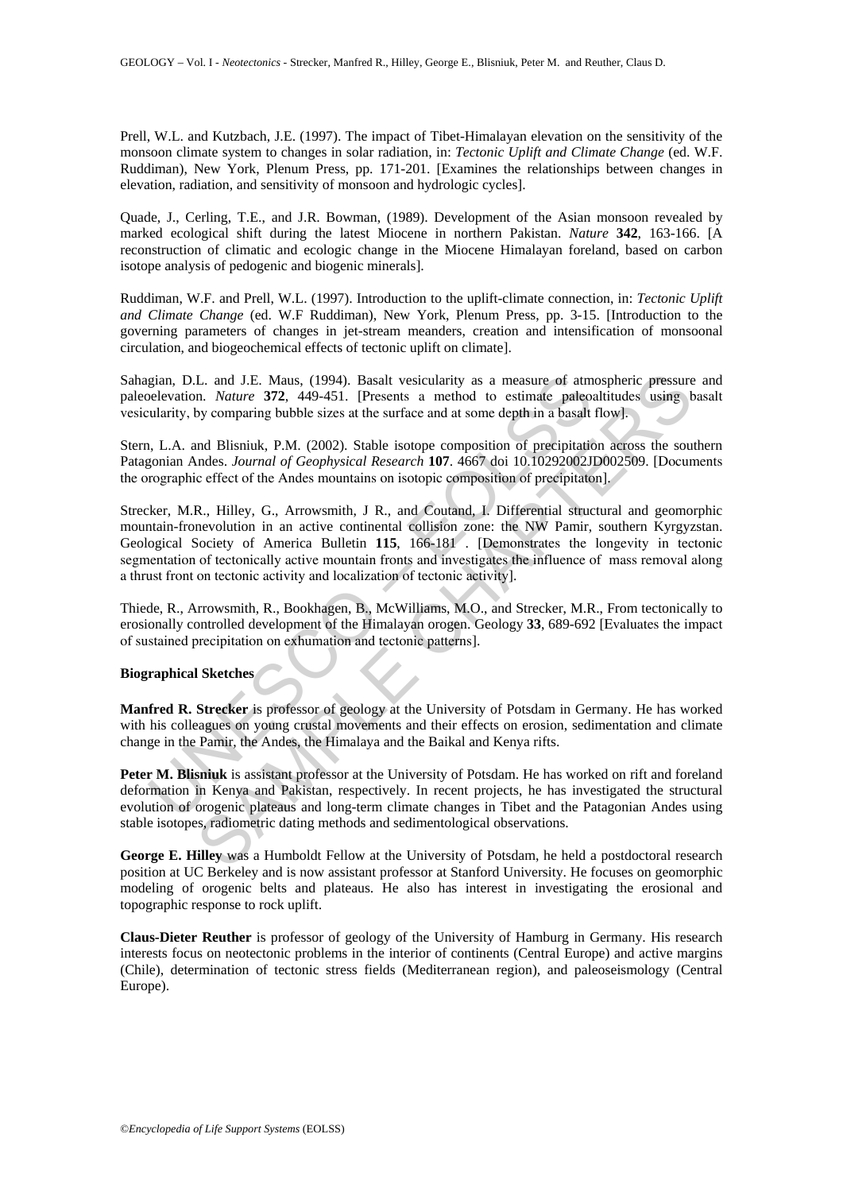Prell, W.L. and Kutzbach, J.E. (1997). The impact of Tibet-Himalayan elevation on the sensitivity of the monsoon climate system to changes in solar radiation, in: *Tectonic Uplift and Climate Change* (ed. W.F. Ruddiman), New York, Plenum Press, pp. 171-201. [Examines the relationships between changes in elevation, radiation, and sensitivity of monsoon and hydrologic cycles].

Quade, J., Cerling, T.E., and J.R. Bowman, (1989). Development of the Asian monsoon revealed by marked ecological shift during the latest Miocene in northern Pakistan. *Nature* **342**, 163-166. [A reconstruction of climatic and ecologic change in the Miocene Himalayan foreland, based on carbon isotope analysis of pedogenic and biogenic minerals].

Ruddiman, W.F. and Prell, W.L. (1997). Introduction to the uplift-climate connection, in: *Tectonic Uplift and Climate Change* (ed. W.F Ruddiman), New York, Plenum Press, pp. 3-15. [Introduction to the governing parameters of changes in jet-stream meanders, creation and intensification of monsoonal circulation, and biogeochemical effects of tectonic uplift on climate].

Sahagian, D.L. and J.E. Maus, (1994). Basalt vesicularity as a measure of atmospheric pressure and paleoelevation. *Nature* **372**, 449-451. [Presents a method to estimate paleoaltitudes using basalt vesicularity, by comparing bubble sizes at the surface and at some depth in a basalt flow].

Stern, L.A. and Blisniuk, P.M. (2002). Stable isotope composition of precipitation across the southern Patagonian Andes. *Journal of Geophysical Research* **107**. 4667 doi 10.10292002JD002509. [Documents the orographic effect of the Andes mountains on isotopic composition of precipitaton].

Strecker, M.R., Hilley, G., Arrowsmith, J R., and Coutand, I. Differential structural and geomorphic mountain-fronevolution in an active continental collision zone: the NW Pamir, southern Kyrgyzstan. Geological Society of America Bulletin **115**, 166-181 . [Demonstrates the longevity in tectonic segmentation of tectonically active mountain fronts and investigates the influence of mass removal along a thrust front on tectonic activity and localization of tectonic activity].

Thiede, R., Arrowsmith, R., Bookhagen, B., McWilliams, M.O., and Strecker, M.R., From tectonically to erosionally controlled development of the Himalayan orogen. Geology **33**, 689-692 [Evaluates the impact of sustained precipitation on exhumation and tectonic patterns].

**Biographical Sketches**

**Manfred R. Strecker** is professor of geology at the University of Potsdam in Germany. He has worked with his colleagues on young crustal movements and their effects on erosion, sedimentation and climate change in the Pamir, the Andes, the Himalaya and the Baikal and Kenya rifts.

**Peter M. Blisniuk** is assistant professor at the University of Potsdam. He has worked on rift and foreland deformation in Kenya and Pakistan, respectively. In recent projects, he has investigated the structural evolution of orogenic plateaus and long-term climate changes in Tibet and the Patagonian Andes using stable isotopes, radiometric dating methods and sedimentological observations.

**George E. Hilley** was a Humboldt Fellow at the University of Potsdam, he held a postdoctoral research position at UC Berkeley and is now assistant professor at Stanford University. He focuses on geomorphic modeling of orogenic belts and plateaus. He also has interest in investigating the erosional and topographic response to rock uplift.

**Claus-Dieter Reuther** is professor of geology of the University of Hamburg in Germany. His research interests focus on neotectonic problems in the interior of continents (Central Europe) and active margins (Chile), determination of tectonic stress fields (Mediterranean region), and paleoseismology (Central Europe).